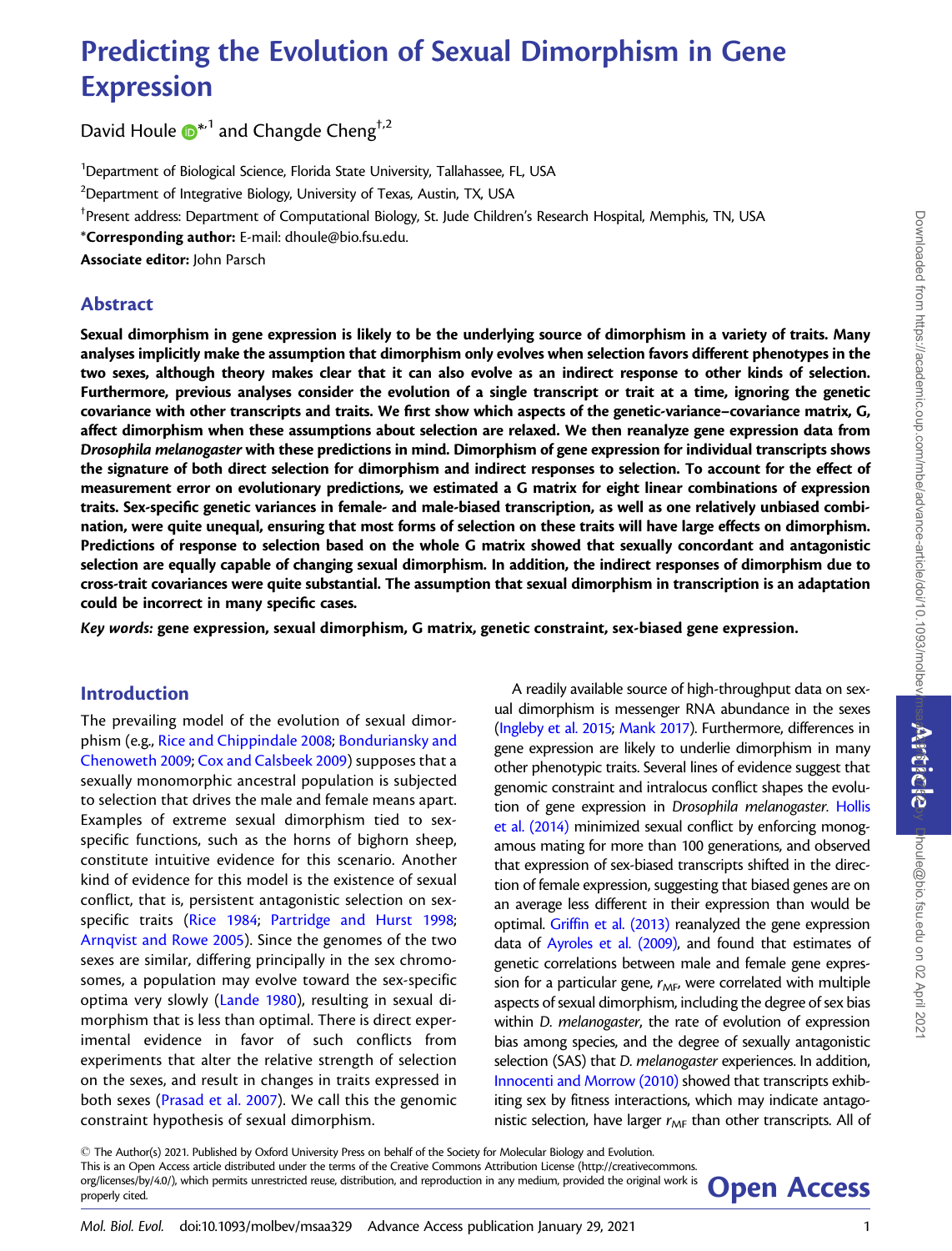# Predicting the Evolution of Sexual Dimorphism in Gene Expression

David Houle [*,1] and Changde Cheng[†,2]

[1]Department of Biological Science, Florida State University, Tallahassee, FL, USA

[2]Department of Integrative Biology, University of Texas, Austin, TX, USA

[†]Present address: Department of Computational Biology, St. Jude Children's Research Hospital, Memphis, TN, USA

[*]**Corresponding author:** E-mail: dhoule@bio.fsu.edu.

**Associate editor:** John Parsch

## Abstract

**Sexual dimorphism in gene expression is likely to be the underlying source of dimorphism in a variety of traits. Many analyses implicitly make the assumption that dimorphism only evolves when selection favors different phenotypes in the two sexes, although theory makes clear that it can also evolve as an indirect response to other kinds of selection. Furthermore, previous analyses consider the evolution of a single transcript or trait at a time, ignoring the genetic covariance with other transcripts and traits. We first show which aspects of the genetic-variance–covariance matrix, G, affect dimorphism when these assumptions about selection are relaxed. We then reanalyze gene expression data from *Drosophila melanogaster* with these predictions in mind. Dimorphism of gene expression for individual transcripts shows the signature of both direct selection for dimorphism and indirect responses to selection. To account for the effect of measurement error on evolutionary predictions, we estimated a G matrix for eight linear combinations of expression traits. Sex-specific genetic variances in female- and male-biased transcription, as well as one relatively unbiased combination, were quite unequal, ensuring that most forms of selection on these traits will have large effects on dimorphism. Predictions of response to selection based on the whole G matrix showed that sexually concordant and antagonistic selection are equally capable of changing sexual dimorphism. In addition, the indirect responses of dimorphism due to cross-trait covariances were quite substantial. The assumption that sexual dimorphism in transcription is an adaptation could be incorrect in many specific cases.**

*Key words:* **gene expression, sexual dimorphism, G matrix, genetic constraint, sex-biased gene expression.**

## Introduction

The prevailing model of the evolution of sexual dimorphism (e.g., Rice and Chippindale 2008; Bonduriansky and Chenoweth 2009; Cox and Calsbeek 2009) supposes that a sexually monomorphic ancestral population is subjected to selection that drives the male and female means apart. Examples of extreme sexual dimorphism tied to sex-specific functions, such as the horns of bighorn sheep, constitute intuitive evidence for this scenario. Another kind of evidence for this model is the existence of sexual conflict, that is, persistent antagonistic selection on sex-specific traits (Rice 1984; Partridge and Hurst 1998; Arnqvist and Rowe 2005). Since the genomes of the two sexes are similar, differing principally in the sex chromosomes, a population may evolve toward the sex-specific optima very slowly (Lande 1980), resulting in sexual dimorphism that is less than optimal. There is direct experimental evidence in favor of such conflicts from experiments that alter the relative strength of selection on the sexes, and result in changes in traits expressed in both sexes (Prasad et al. 2007). We call this the genomic constraint hypothesis of sexual dimorphism.

A readily available source of high-throughput data on sexual dimorphism is messenger RNA abundance in the sexes (Ingleby et al. 2015; Mank 2017). Furthermore, differences in gene expression are likely to underlie dimorphism in many other phenotypic traits. Several lines of evidence suggest that genomic constraint and intralocus conflict shapes the evolution of gene expression in *Drosophila melanogaster*. Hollis et al. (2014) minimized sexual conflict by enforcing monogamous mating for more than 100 generations, and observed that expression of sex-biased transcripts shifted in the direction of female expression, suggesting that biased genes are on an average less different in their expression than would be optimal. Griffin et al. (2013) reanalyzed the gene expression data of Ayroles et al. (2009), and found that estimates of genetic correlations between male and female gene expression for a particular gene, $r_{MF}$, were correlated with multiple aspects of sexual dimorphism, including the degree of sex bias within *D. melanogaster*, the rate of evolution of expression bias among species, and the degree of sexually antagonistic selection (SAS) that *D. melanogaster* experiences. In addition, Innocenti and Morrow (2010) showed that transcripts exhibiting sex by fitness interactions, which may indicate antagonistic selection, have larger $r_{MF}$ than other transcripts. All of

© The Author(s) 2021. Published by Oxford University Press on behalf of the Society for Molecular Biology and Evolution. This is an Open Access article distributed under the terms of the Creative Commons Attribution License (http://creativecommons.org/licenses/by/4.0/), which permits unrestricted reuse, distribution, and reproduction in any medium, provided the original work is properly cited.

**Open Access**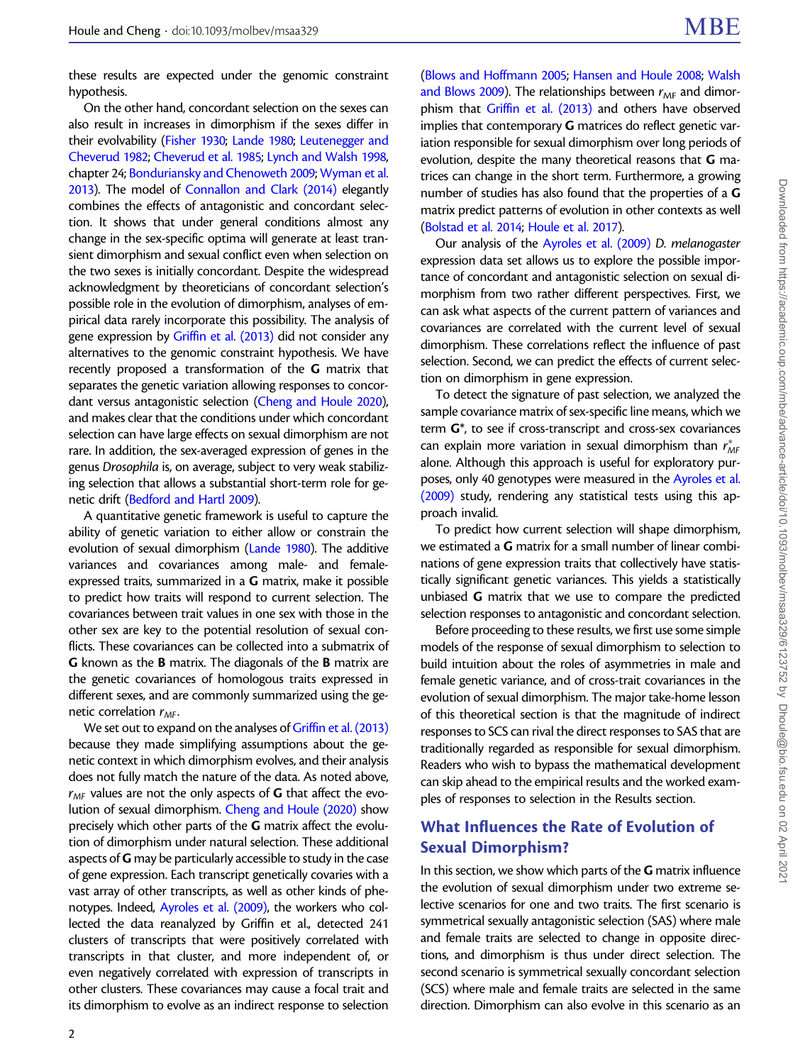these results are expected under the genomic constraint hypothesis.

On the other hand, concordant selection on the sexes can also result in increases in dimorphism if the sexes differ in their evolvability (Fisher 1930; Lande 1980; Leutenegger and Cheverud 1982; Cheverud et al. 1985; Lynch and Walsh 1998, chapter 24; Bonduriansky and Chenoweth 2009; Wyman et al. 2013). The model of Connallon and Clark (2014) elegantly combines the effects of antagonistic and concordant selection. It shows that under general conditions almost any change in the sex-specific optima will generate at least transient dimorphism and sexual conflict even when selection on the two sexes is initially concordant. Despite the widespread acknowledgment by theoreticians of concordant selection's possible role in the evolution of dimorphism, analyses of empirical data rarely incorporate this possibility. The analysis of gene expression by Griffin et al. (2013) did not consider any alternatives to the genomic constraint hypothesis. We have recently proposed a transformation of the **G** matrix that separates the genetic variation allowing responses to concordant versus antagonistic selection (Cheng and Houle 2020), and makes clear that the conditions under which concordant selection can have large effects on sexual dimorphism are not rare. In addition, the sex-averaged expression of genes in the genus *Drosophila* is, on average, subject to very weak stabilizing selection that allows a substantial short-term role for genetic drift (Bedford and Hartl 2009).

A quantitative genetic framework is useful to capture the ability of genetic variation to either allow or constrain the evolution of sexual dimorphism (Lande 1980). The additive variances and covariances among male- and female-expressed traits, summarized in a **G** matrix, make it possible to predict how traits will respond to current selection. The covariances between trait values in one sex with those in the other sex are key to the potential resolution of sexual conflicts. These covariances can be collected into a submatrix of **G** known as the **B** matrix. The diagonals of the **B** matrix are the genetic covariances of homologous traits expressed in different sexes, and are commonly summarized using the genetic correlation $r_{MF}$.

We set out to expand on the analyses of Griffin et al. (2013) because they made simplifying assumptions about the genetic context in which dimorphism evolves, and their analysis does not fully match the nature of the data. As noted above, $r_{MF}$ values are not the only aspects of **G** that affect the evolution of sexual dimorphism. Cheng and Houle (2020) show precisely which other parts of the **G** matrix affect the evolution of dimorphism under natural selection. These additional aspects of **G** may be particularly accessible to study in the case of gene expression. Each transcript genetically covaries with a vast array of other transcripts, as well as other kinds of phenotypes. Indeed, Ayroles et al. (2009), the workers who collected the data reanalyzed by Griffin et al., detected 241 clusters of transcripts that were positively correlated with transcripts in that cluster, and more independent of, or even negatively correlated with expression of transcripts in other clusters. These covariances may cause a focal trait and its dimorphism to evolve as an indirect response to selection (Blows and Hoffmann 2005; Hansen and Houle 2008; Walsh and Blows 2009). The relationships between $r_{MF}$ and dimorphism that Griffin et al. (2013) and others have observed implies that contemporary **G** matrices do reflect genetic variation responsible for sexual dimorphism over long periods of evolution, despite the many theoretical reasons that **G** matrices can change in the short term. Furthermore, a growing number of studies has also found that the properties of a **G** matrix predict patterns of evolution in other contexts as well (Bolstad et al. 2014; Houle et al. 2017).

Our analysis of the Ayroles et al. (2009) *D. melanogaster* expression data set allows us to explore the possible importance of concordant and antagonistic selection on sexual dimorphism from two rather different perspectives. First, we can ask what aspects of the current pattern of variances and covariances are correlated with the current level of sexual dimorphism. These correlations reflect the influence of past selection. Second, we can predict the effects of current selection on dimorphism in gene expression.

To detect the signature of past selection, we analyzed the sample covariance matrix of sex-specific line means, which we term **G***, to see if cross-transcript and cross-sex covariances can explain more variation in sexual dimorphism than $r^*_{MF}$ alone. Although this approach is useful for exploratory purposes, only 40 genotypes were measured in the Ayroles et al. (2009) study, rendering any statistical tests using this approach invalid.

To predict how current selection will shape dimorphism, we estimated a **G** matrix for a small number of linear combinations of gene expression traits that collectively have statistically significant genetic variances. This yields a statistically unbiased **G** matrix that we use to compare the predicted selection responses to antagonistic and concordant selection.

Before proceeding to these results, we first use some simple models of the response of sexual dimorphism to selection to build intuition about the roles of asymmetries in male and female genetic variance, and of cross-trait covariances in the evolution of sexual dimorphism. The major take-home lesson of this theoretical section is that the magnitude of indirect responses to SCS can rival the direct responses to SAS that are traditionally regarded as responsible for sexual dimorphism. Readers who wish to bypass the mathematical development can skip ahead to the empirical results and the worked examples of responses to selection in the Results section.

## What Influences the Rate of Evolution of Sexual Dimorphism?

In this section, we show which parts of the **G** matrix influence the evolution of sexual dimorphism under two extreme selective scenarios for one and two traits. The first scenario is symmetrical sexually antagonistic selection (SAS) where male and female traits are selected to change in opposite directions, and dimorphism is thus under direct selection. The second scenario is symmetrical sexually concordant selection (SCS) where male and female traits are selected in the same direction. Dimorphism can also evolve in this scenario as an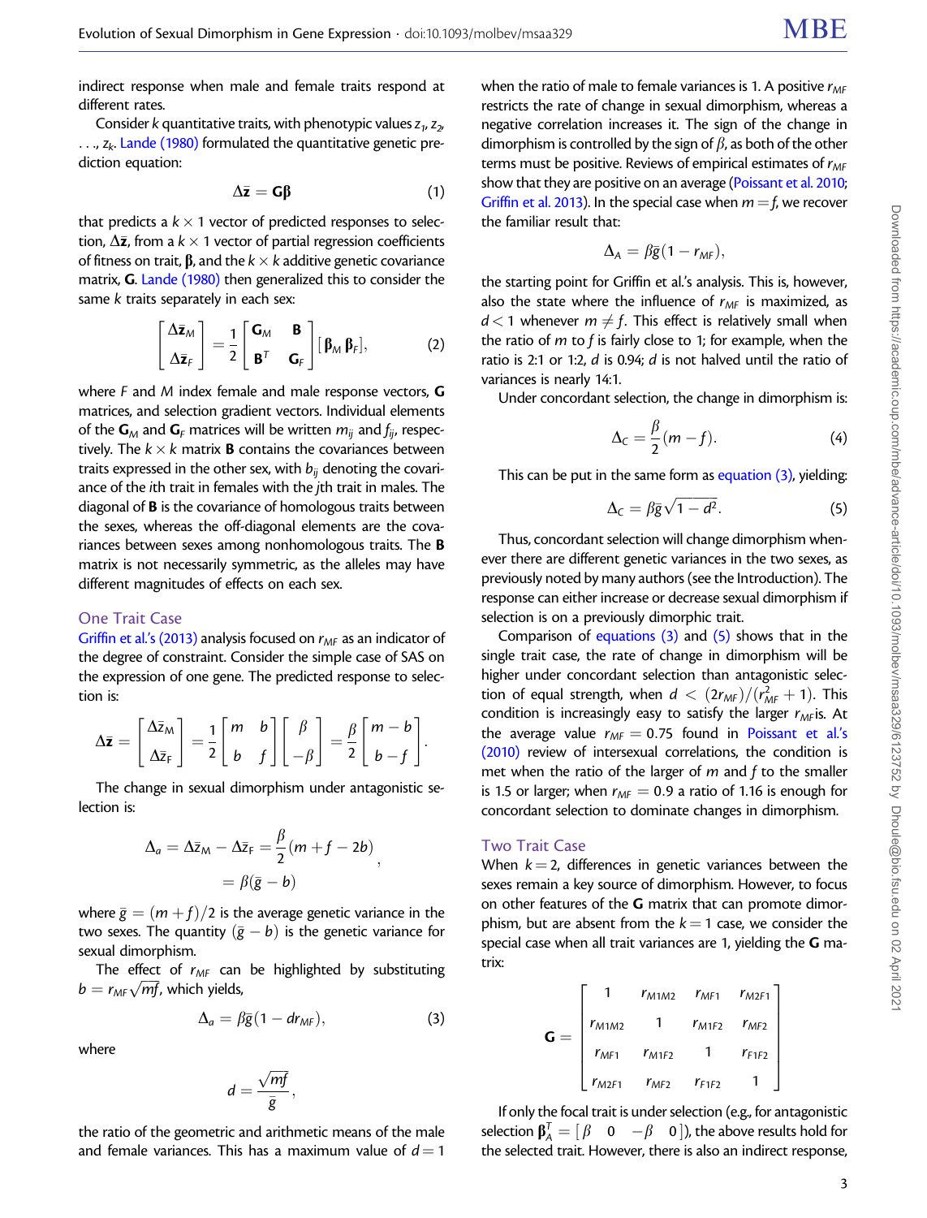indirect response when male and female traits respond at different rates.

Consider $k$ quantitative traits, with phenotypic values $z_1, z_2, \ldots, z_k$. Lande (1980) formulated the quantitative genetic prediction equation:

$$\Delta\bar{\mathbf{z}} = \mathbf{G}\boldsymbol{\beta} \tag{1}$$

that predicts a $k \times 1$ vector of predicted responses to selection, $\Delta\bar{\mathbf{z}}$, from a $k \times 1$ vector of partial regression coefficients of fitness on trait, $\boldsymbol{\beta}$, and the $k \times k$ additive genetic covariance matrix, $\mathbf{G}$. Lande (1980) then generalized this to consider the same $k$ traits separately in each sex:

$$\begin{bmatrix} \Delta\bar{\mathbf{z}}_M \\ \Delta\bar{\mathbf{z}}_F \end{bmatrix} = \frac{1}{2}\begin{bmatrix} \mathbf{G}_M & \mathbf{B} \\ \mathbf{B}^T & \mathbf{G}_F \end{bmatrix}[\boldsymbol{\beta}_M \, \boldsymbol{\beta}_F], \tag{2}$$

where $F$ and $M$ index female and male response vectors, $\mathbf{G}$ matrices, and selection gradient vectors. Individual elements of the $\mathbf{G}_M$ and $\mathbf{G}_F$ matrices will be written $m_{ij}$ and $f_{ij}$, respectively. The $k \times k$ matrix $\mathbf{B}$ contains the covariances between traits expressed in the other sex, with $b_{ij}$ denoting the covariance of the $i$th trait in females with the $j$th trait in males. The diagonal of $\mathbf{B}$ is the covariance of homologous traits between the sexes, whereas the off-diagonal elements are the covariances between sexes among nonhomologous traits. The $\mathbf{B}$ matrix is not necessarily symmetric, as the alleles may have different magnitudes of effects on each sex.

## One Trait Case

Griffin et al.'s (2013) analysis focused on $r_{MF}$ as an indicator of the degree of constraint. Consider the simple case of SAS on the expression of one gene. The predicted response to selection is:

$$\Delta\bar{\mathbf{z}} = \begin{bmatrix} \Delta\bar{z}_M \\ \Delta\bar{z}_F \end{bmatrix} = \frac{1}{2}\begin{bmatrix} m & b \\ b & f \end{bmatrix}\begin{bmatrix} \beta \\ -\beta \end{bmatrix} = \frac{\beta}{2}\begin{bmatrix} m-b \\ b-f \end{bmatrix}.$$

The change in sexual dimorphism under antagonistic selection is:

$$\begin{aligned}\Delta_a = \Delta\bar{z}_M - \Delta\bar{z}_F &= \frac{\beta}{2}(m+f-2b) \\ &= \beta(\bar{g}-b)\end{aligned},$$

where $\bar{g} = (m+f)/2$ is the average genetic variance in the two sexes. The quantity $(\bar{g}-b)$ is the genetic variance for sexual dimorphism.

The effect of $r_{MF}$ can be highlighted by substituting $b = r_{MF}\sqrt{mf}$, which yields,

$$\Delta_a = \beta\bar{g}(1 - d r_{MF}), \tag{3}$$

where

$$d = \frac{\sqrt{mf}}{\bar{g}},$$

the ratio of the geometric and arithmetic means of the male and female variances. This has a maximum value of $d = 1$ when the ratio of male to female variances is 1. A positive $r_{MF}$ restricts the rate of change in sexual dimorphism, whereas a negative correlation increases it. The sign of the change in dimorphism is controlled by the sign of $\beta$, as both of the other terms must be positive. Reviews of empirical estimates of $r_{MF}$ show that they are positive on an average (Poissant et al. 2010; Griffin et al. 2013). In the special case when $m = f$, we recover the familiar result that:

$$\Delta_A = \beta\bar{g}(1 - r_{MF}),$$

the starting point for Griffin et al.'s analysis. This is, however, also the state where the influence of $r_{MF}$ is maximized, as $d < 1$ whenever $m \neq f$. This effect is relatively small when the ratio of $m$ to $f$ is fairly close to 1; for example, when the ratio is 2:1 or 1:2, $d$ is 0.94; $d$ is not halved until the ratio of variances is nearly 14:1.

Under concordant selection, the change in dimorphism is:

$$\Delta_C = \frac{\beta}{2}(m - f). \tag{4}$$

This can be put in the same form as equation (3), yielding:

$$\Delta_C = \beta\bar{g}\sqrt{1 - d^2}. \tag{5}$$

Thus, concordant selection will change dimorphism whenever there are different genetic variances in the two sexes, as previously noted by many authors (see the Introduction). The response can either increase or decrease sexual dimorphism if selection is on a previously dimorphic trait.

Comparison of equations (3) and (5) shows that in the single trait case, the rate of change in dimorphism will be higher under concordant selection than antagonistic selection of equal strength, when $d < (2r_{MF})/(r_{MF}^2 + 1)$. This condition is increasingly easy to satisfy the larger $r_{MF}$is. At the average value $r_{MF} = 0.75$ found in Poissant et al.'s (2010) review of intersexual correlations, the condition is met when the ratio of the larger of $m$ and $f$ to the smaller is 1.5 or larger; when $r_{MF} = 0.9$ a ratio of 1.16 is enough for concordant selection to dominate changes in dimorphism.

## Two Trait Case

When $k = 2$, differences in genetic variances between the sexes remain a key source of dimorphism. However, to focus on other features of the $\mathbf{G}$ matrix that can promote dimorphism, but are absent from the $k = 1$ case, we consider the special case when all trait variances are 1, yielding the $\mathbf{G}$ matrix:

$$\mathbf{G} = \begin{bmatrix} 1 & r_{M1M2} & r_{MF1} & r_{M2F1} \\ r_{M1M2} & 1 & r_{M1F2} & r_{MF2} \\ r_{MF1} & r_{M1F2} & 1 & r_{F1F2} \\ r_{M2F1} & r_{MF2} & r_{F1F2} & 1 \end{bmatrix}$$

If only the focal trait is under selection (e.g., for antagonistic selection $\boldsymbol{\beta}_A^T = [\beta \quad 0 \quad -\beta \quad 0]$), the above results hold for the selected trait. However, there is also an indirect response,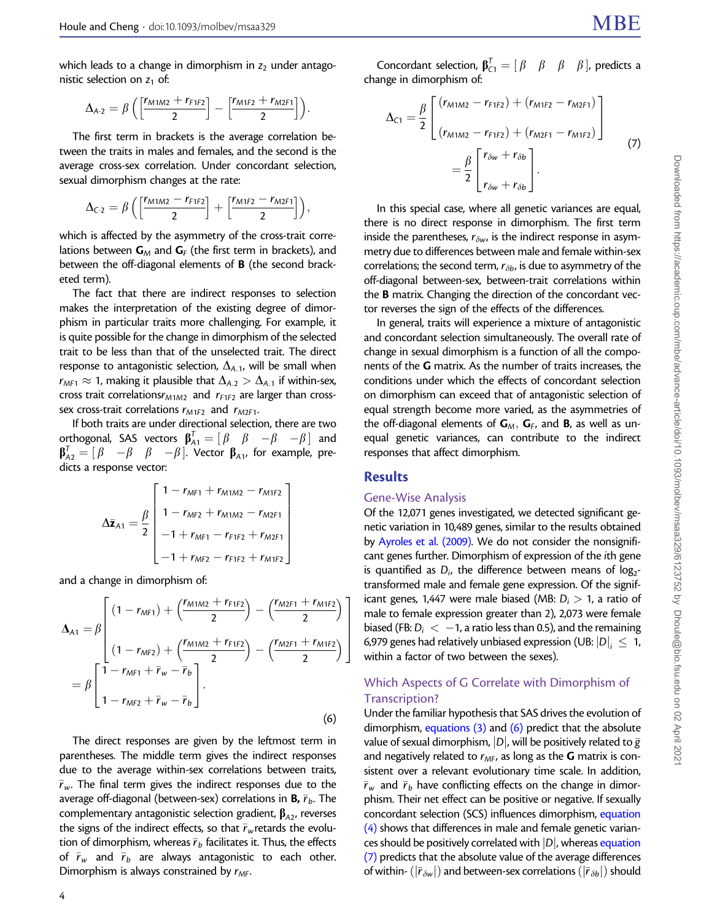which leads to a change in dimorphism in $z_2$ under antagonistic selection on $z_1$ of:

$$\Delta_{A\cdot 2} = \beta\left(\left[\frac{r_{M1M2} + r_{F1F2}}{2}\right] - \left[\frac{r_{M1F2} + r_{M2F1}}{2}\right]\right).$$

The first term in brackets is the average correlation between the traits in males and females, and the second is the average cross-sex correlation. Under concordant selection, sexual dimorphism changes at the rate:

$$\Delta_{C\cdot 2} = \beta\left(\left[\frac{r_{M1M2} - r_{F1F2}}{2}\right] + \left[\frac{r_{M1F2} - r_{M2F1}}{2}\right]\right),$$

which is affected by the asymmetry of the cross-trait correlations between $\mathbf{G}_M$ and $\mathbf{G}_F$ (the first term in brackets), and between the off-diagonal elements of $\mathbf{B}$ (the second bracketed term).

The fact that there are indirect responses to selection makes the interpretation of the existing degree of dimorphism in particular traits more challenging. For example, it is quite possible for the change in dimorphism of the selected trait to be less than that of the unselected trait. The direct response to antagonistic selection, $\Delta_{A.1}$, will be small when $r_{MF1} \approx 1$, making it plausible that $\Delta_{A.2} > \Delta_{A.1}$ if within-sex, cross trait correlations $r_{M1M2}$ and $r_{F1F2}$ are larger than cross-sex cross-trait correlations $r_{M1F2}$ and $r_{M2F1}$.

If both traits are under directional selection, there are two orthogonal, SAS vectors $\boldsymbol{\beta}_{A1}^T = [\beta \quad \beta \quad -\beta \quad -\beta]$ and $\boldsymbol{\beta}_{A2}^T = [\beta \quad -\beta \quad \beta \quad -\beta]$. Vector $\boldsymbol{\beta}_{A1}$, for example, predicts a response vector:

$$\Delta\bar{\mathbf{z}}_{A1} = \frac{\beta}{2}\begin{bmatrix} 1 - r_{MF1} + r_{M1M2} - r_{M1F2} \\ 1 - r_{MF2} + r_{M1M2} - r_{M2F1} \\ -1 + r_{MF1} - r_{F1F2} + r_{M2F1} \\ -1 + r_{MF2} - r_{F1F2} + r_{M1F2} \end{bmatrix}$$

and a change in dimorphism of:

$$\begin{aligned}\boldsymbol{\Delta}_{A1} &= \beta\begin{bmatrix} (1 - r_{MF1}) + \left(\dfrac{r_{M1M2} + r_{F1F2}}{2}\right) - \left(\dfrac{r_{M2F1} + r_{M1F2}}{2}\right) \\ (1 - r_{MF2}) + \left(\dfrac{r_{M1M2} + r_{F1F2}}{2}\right) - \left(\dfrac{r_{M2F1} + r_{M1F2}}{2}\right) \end{bmatrix} \\ &= \beta\begin{bmatrix} 1 - r_{MF1} + \bar{r}_w - \bar{r}_b \\ 1 - r_{MF2} + \bar{r}_w - \bar{r}_b \end{bmatrix}.\end{aligned} \tag{6}$$

The direct responses are given by the leftmost term in parentheses. The middle term gives the indirect responses due to the average within-sex correlations between traits, $\bar{r}_w$. The final term gives the indirect responses due to the average off-diagonal (between-sex) correlations in $\mathbf{B}$, $\bar{r}_b$. The complementary antagonistic selection gradient, $\boldsymbol{\beta}_{A2}$, reverses the signs of the indirect effects, so that $\bar{r}_w$ retards the evolution of dimorphism, whereas $\bar{r}_b$ facilitates it. Thus, the effects of $\bar{r}_w$ and $\bar{r}_b$ are always antagonistic to each other. Dimorphism is always constrained by $r_{MF}$.

Concordant selection, $\boldsymbol{\beta}_{C1}^T = [\beta \quad \beta \quad \beta \quad \beta]$, predicts a change in dimorphism of:

$$\begin{aligned}\Delta_{C1} &= \frac{\beta}{2}\begin{bmatrix} (r_{M1M2} - r_{F1F2}) + (r_{M1F2} - r_{M2F1}) \\ (r_{M1M2} - r_{F1F2}) + (r_{M2F1} - r_{M1F2}) \end{bmatrix} \\ &= \frac{\beta}{2}\begin{bmatrix} r_{\delta w} + r_{\delta b} \\ r_{\delta w} + r_{\delta b} \end{bmatrix}.\end{aligned} \tag{7}$$

In this special case, where all genetic variances are equal, there is no direct response in dimorphism. The first term inside the parentheses, $r_{\delta w}$, is the indirect response in asymmetry due to differences between male and female within-sex correlations; the second term, $r_{\delta b}$, is due to asymmetry of the off-diagonal between-sex, between-trait correlations within the $\mathbf{B}$ matrix. Changing the direction of the concordant vector reverses the sign of the effects of the differences.

In general, traits will experience a mixture of antagonistic and concordant selection simultaneously. The overall rate of change in sexual dimorphism is a function of all the components of the $\mathbf{G}$ matrix. As the number of traits increases, the conditions under which the effects of concordant selection on dimorphism can exceed that of antagonistic selection of equal strength become more varied, as the asymmetries of the off-diagonal elements of $\mathbf{G}_M$, $\mathbf{G}_F$, and $\mathbf{B}$, as well as unequal genetic variances, can contribute to the indirect responses that affect dimorphism.

## Results

### Gene-Wise Analysis

Of the 12,071 genes investigated, we detected significant genetic variation in 10,489 genes, similar to the results obtained by Ayroles et al. (2009). We do not consider the nonsignificant genes further. Dimorphism of expression of the $i$th gene is quantified as $D_i$, the difference between means of $\log_2$-transformed male and female gene expression. Of the significant genes, 1,447 were male biased (MB: $D_i > 1$, a ratio of male to female expression greater than 2), 2,073 were female biased (FB: $D_i < -1$, a ratio less than 0.5), and the remaining 6,979 genes had relatively unbiased expression (UB: $|D|_i \leq 1$, within a factor of two between the sexes).

### Which Aspects of G Correlate with Dimorphism of Transcription?

Under the familiar hypothesis that SAS drives the evolution of dimorphism, equations (3) and (6) predict that the absolute value of sexual dimorphism, $|D|$, will be positively related to $\bar{g}$ and negatively related to $r_{MF}$, as long as the $\mathbf{G}$ matrix is consistent over a relevant evolutionary time scale. In addition, $\bar{r}_w$ and $\bar{r}_b$ have conflicting effects on the change in dimorphism. Their net effect can be positive or negative. If sexually concordant selection (SCS) influences dimorphism, equation (4) shows that differences in male and female genetic variances should be positively correlated with $|D|$, whereas equation (7) predicts that the absolute value of the average differences of within- ($|\bar{r}_{\delta w}|$) and between-sex correlations ($|\bar{r}_{\delta b}|$) should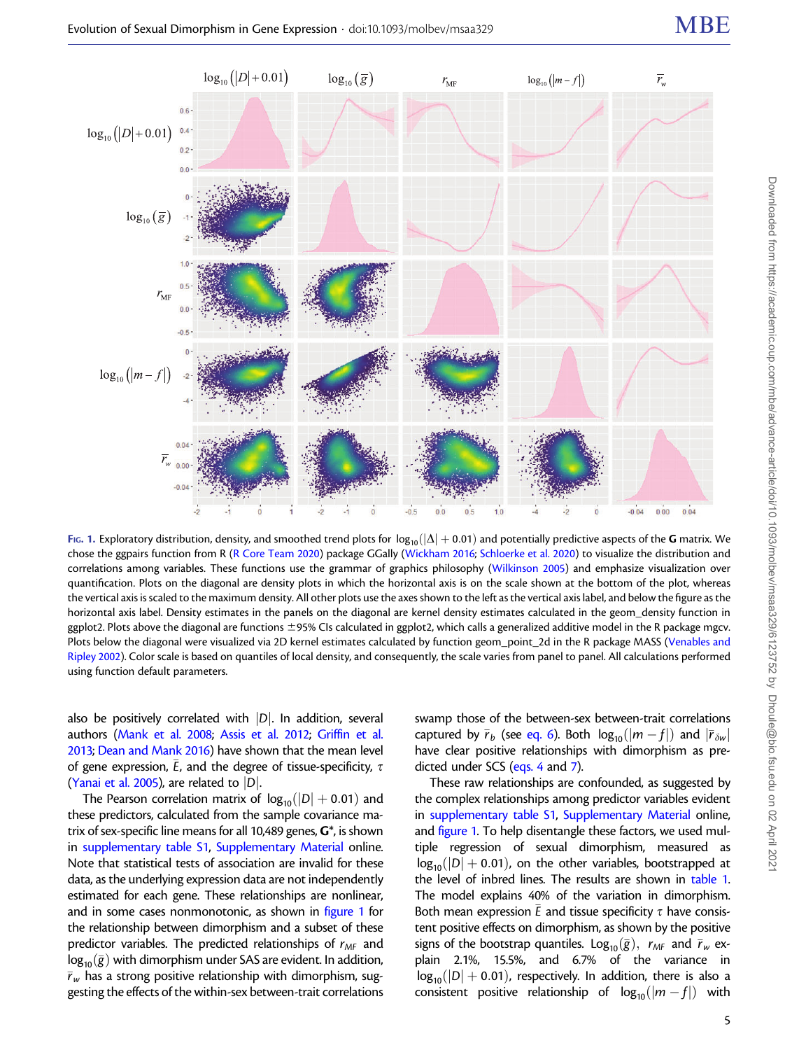Fig. 1. Exploratory distribution, density, and smoothed trend plots for $\log_{10}(|\Delta| + 0.01)$ and potentially predictive aspects of the **G** matrix. We chose the ggpairs function from R (R Core Team 2020) package GGally (Wickham 2016; Schloerke et al. 2020) to visualize the distribution and correlations among variables. These functions use the grammar of graphics philosophy (Wilkinson 2005) and emphasize visualization over quantification. Plots on the diagonal are density plots in which the horizontal axis is on the scale shown at the bottom of the plot, whereas the vertical axis is scaled to the maximum density. All other plots use the axes shown to the left as the vertical axis label, and below the figure as the horizontal axis label. Density estimates in the panels on the diagonal are kernel density estimates calculated in the geom_density function in ggplot2. Plots above the diagonal are functions ±95% CIs calculated in ggplot2, which calls a generalized additive model in the R package mgcv. Plots below the diagonal were visualized via 2D kernel estimates calculated by function geom_point_2d in the R package MASS (Venables and Ripley 2002). Color scale is based on quantiles of local density, and consequently, the scale varies from panel to panel. All calculations performed using function default parameters.

also be positively correlated with $|D|$. In addition, several authors (Mank et al. 2008; Assis et al. 2012; Griffin et al. 2013; Dean and Mank 2016) have shown that the mean level of gene expression, $\bar{E}$, and the degree of tissue-specificity, $\tau$ (Yanai et al. 2005), are related to $|D|$.

The Pearson correlation matrix of $\log_{10}(|D| + 0.01)$ and these predictors, calculated from the sample covariance matrix of sex-specific line means for all 10,489 genes, **G***, is shown in supplementary table S1, Supplementary Material online. Note that statistical tests of association are invalid for these data, as the underlying expression data are not independently estimated for each gene. These relationships are nonlinear, and in some cases nonmonotonic, as shown in figure 1 for the relationship between dimorphism and a subset of these predictor variables. The predicted relationships of $r_{MF}$ and $\log_{10}(\bar{g})$ with dimorphism under SAS are evident. In addition, $\bar{r}_w$ has a strong positive relationship with dimorphism, suggesting the effects of the within-sex between-trait correlations swamp those of the between-sex between-trait correlations captured by $\bar{r}_b$ (see eq. 6). Both $\log_{10}(|m - f|)$ and $|\bar{r}_{\delta w}|$ have clear positive relationships with dimorphism as predicted under SCS (eqs. 4 and 7).

These raw relationships are confounded, as suggested by the complex relationships among predictor variables evident in supplementary table S1, Supplementary Material online, and figure 1. To help disentangle these factors, we used multiple regression of sexual dimorphism, measured as $\log_{10}(|D| + 0.01)$, on the other variables, bootstrapped at the level of inbred lines. The results are shown in table 1. The model explains 40% of the variation in dimorphism. Both mean expression $\bar{E}$ and tissue specificity $\tau$ have consistent positive effects on dimorphism, as shown by the positive signs of the bootstrap quantiles. $\log_{10}(\bar{g})$, $r_{MF}$ and $\bar{r}_w$ explain 2.1%, 15.5%, and 6.7% of the variance in $\log_{10}(|D| + 0.01)$, respectively. In addition, there is also a consistent positive relationship of $\log_{10}(|m - f|)$ with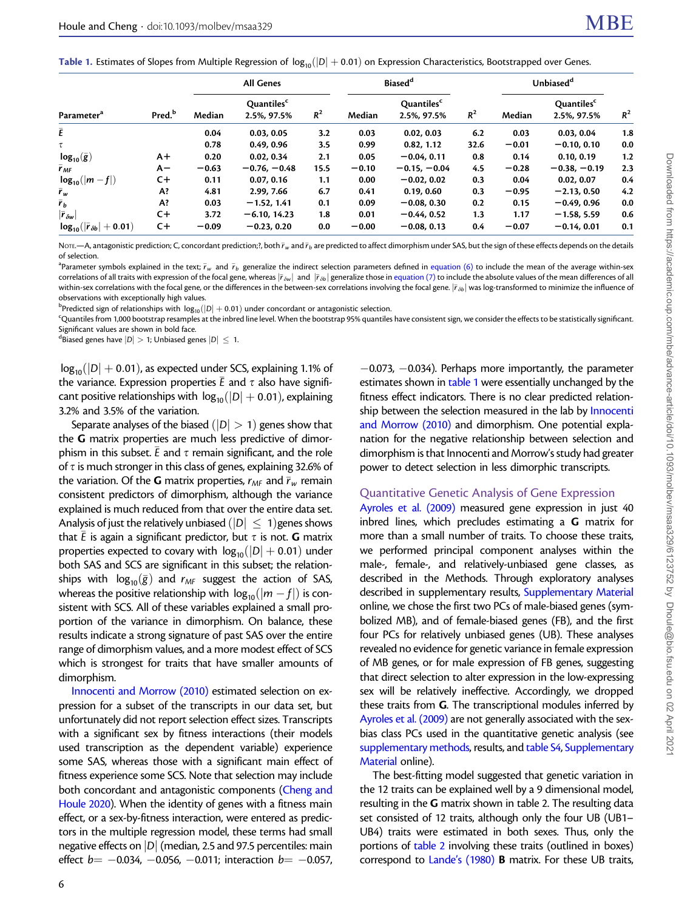**Table 1.** Estimates of Slopes from Multiple Regression of $\log_{10}(|D| + 0.01)$ on Expression Characteristics, Bootstrapped over Genes.

| Parameter[a] | Pred.[b] | All Genes | | | Biased[d] | | | Unbiased[d] | | |
|---|---|---|---|---|---|---|---|---|---|---|
| | | Median | Quantiles[c] 2.5%, 97.5% | $R^2$ | Median | Quantiles[c] 2.5%, 97.5% | $R^2$ | Median | Quantiles[c] 2.5%, 97.5% | $R^2$ |
| $\bar{E}$ | | **0.04** | **0.03, 0.05** | 3.2 | **0.03** | **0.02, 0.03** | 6.2 | **0.03** | **0.03, 0.04** | 1.8 |
| $\tau$ | | **0.78** | **0.49, 0.96** | 3.5 | **0.99** | **0.82, 1.12** | 32.6 | −0.01 | −0.10, 0.10 | 0.0 |
| $\log_{10}(\bar{g})$ | A+ | **0.20** | **0.02, 0.34** | 2.1 | 0.05 | −0.04, 0.11 | 0.8 | **0.14** | **0.10, 0.19** | 1.2 |
| $\bar{r}_{MF}$ | A− | **−0.63** | **−0.76, −0.48** | 15.5 | **−0.10** | **−0.15, −0.04** | 4.5 | **−0.28** | **−0.38, −0.19** | 2.3 |
| $\log_{10}(\|m-f\|)$ | C+ | **0.11** | **0.07, 0.16** | 1.1 | 0.00 | −0.02, 0.02 | 0.3 | **0.04** | **0.02, 0.07** | 0.4 |
| $\bar{r}_w$ | A? | **4.81** | **2.99, 7.66** | 6.7 | **0.41** | **0.19, 0.60** | 0.3 | −0.95 | −2.13, 0.50 | 4.2 |
| $\bar{r}_b$ | A? | 0.03 | −1.52, 1.41 | 0.1 | 0.09 | −0.08, 0.30 | 0.2 | 0.15 | −0.49, 0.96 | 0.0 |
| $\|\bar{r}_{\delta w}\|$ | C+ | 3.72 | −6.10, 14.23 | 1.8 | 0.01 | −0.44, 0.52 | 1.3 | 1.17 | −1.58, 5.59 | 0.6 |
| $\log_{10}(\|\bar{r}_{\delta b}\| + 0.01)$ | C+ | −0.09 | −0.23, 0.20 | 0.0 | −0.00 | −0.08, 0.13 | 0.4 | −0.07 | −0.14, 0.01 | 0.1 |

Note.—A, antagonistic prediction; C, concordant prediction;?, both $\bar{r}_w$ and $\bar{r}_b$ are predicted to affect dimorphism under SAS, but the sign of these effects depends on the details of selection.

[a]Parameter symbols explained in the text; $\bar{r}_w$ and $\bar{r}_b$ generalize the indirect selection parameters defined in equation (6) to include the mean of the average within-sex correlations of all traits with expression of the focal gene, whereas $|\bar{r}_{\delta w}|$ and $|\bar{r}_{\delta b}|$ generalize those in equation (7) to include the absolute values of the mean differences of all within-sex correlations with the focal gene, or the differences in the between-sex correlations involving the focal gene. $|\bar{r}_{\delta b}|$ was log-transformed to minimize the influence of observations with exceptionally high values.

[b]Predicted sign of relationships with $\log_{10}(|D| + 0.01)$ under concordant or antagonistic selection.

[c]Quantiles from 1,000 bootstrap resamples at the inbred line level. When the bootstrap 95% quantiles have consistent sign, we consider the effects to be statistically significant. Significant values are shown in bold face.

[d]Biased genes have $|D| > 1$; Unbiased genes $|D| \leq 1$.

$\log_{10}(|D| + 0.01)$, as expected under SCS, explaining 1.1% of the variance. Expression properties $\bar{E}$ and $\tau$ also have significant positive relationships with $\log_{10}(|D| + 0.01)$, explaining 3.2% and 3.5% of the variation.

Separate analyses of the biased ($|D| > 1$) genes show that the **G** matrix properties are much less predictive of dimorphism in this subset. $\bar{E}$ and $\tau$ remain significant, and the role of $\tau$ is much stronger in this class of genes, explaining 32.6% of the variation. Of the **G** matrix properties, $r_{MF}$ and $\bar{r}_w$ remain consistent predictors of dimorphism, although the variance explained is much reduced from that over the entire data set. Analysis of just the relatively unbiased ($|D| \leq 1$)genes shows that $\bar{E}$ is again a significant predictor, but $\tau$ is not. **G** matrix properties expected to covary with $\log_{10}(|D| + 0.01)$ under both SAS and SCS are significant in this subset; the relationships with $\log_{10}(\bar{g})$ and $r_{MF}$ suggest the action of SAS, whereas the positive relationship with $\log_{10}(|m-f|)$ is consistent with SCS. All of these variables explained a small proportion of the variance in dimorphism. On balance, these results indicate a strong signature of past SAS over the entire range of dimorphism values, and a more modest effect of SCS which is strongest for traits that have smaller amounts of dimorphism.

Innocenti and Morrow (2010) estimated selection on expression for a subset of the transcripts in our data set, but unfortunately did not report selection effect sizes. Transcripts with a significant sex by fitness interactions (their models used transcription as the dependent variable) experience some SAS, whereas those with a significant main effect of fitness experience some SCS. Note that selection may include both concordant and antagonistic components (Cheng and Houle 2020). When the identity of genes with a fitness main effect, or a sex-by-fitness interaction, were entered as predictors in the multiple regression model, these terms had small negative effects on $|D|$ (median, 2.5 and 97.5 percentiles: main effect $b = -0.034$, $-0.056$, $-0.011$; interaction $b = -0.057$, $-0.073$, $-0.034$). Perhaps more importantly, the parameter estimates shown in table 1 were essentially unchanged by the fitness effect indicators. There is no clear predicted relationship between the selection measured in the lab by Innocenti and Morrow (2010) and dimorphism. One potential explanation for the negative relationship between selection and dimorphism is that Innocenti and Morrow's study had greater power to detect selection in less dimorphic transcripts.

## Quantitative Genetic Analysis of Gene Expression

Ayroles et al. (2009) measured gene expression in just 40 inbred lines, which precludes estimating a **G** matrix for more than a small number of traits. To choose these traits, we performed principal component analyses within the male-, female-, and relatively-unbiased gene classes, as described in the Methods. Through exploratory analyses described in supplementary results, Supplementary Material online, we chose the first two PCs of male-biased genes (symbolized MB), and of female-biased genes (FB), and the first four PCs for relatively unbiased genes (UB). These analyses revealed no evidence for genetic variance in female expression of MB genes, or for male expression of FB genes, suggesting that direct selection to alter expression in the low-expressing sex will be relatively ineffective. Accordingly, we dropped these traits from **G**. The transcriptional modules inferred by Ayroles et al. (2009) are not generally associated with the sex-bias class PCs used in the quantitative genetic analysis (see supplementary methods, results, and table S4, Supplementary Material online).

The best-fitting model suggested that genetic variation in the 12 traits can be explained well by a 9 dimensional model, resulting in the **G** matrix shown in table 2. The resulting data set consisted of 12 traits, although only the four UB (UB1–UB4) traits were estimated in both sexes. Thus, only the portions of table 2 involving these traits (outlined in boxes) correspond to Lande's (1980) **B** matrix. For these UB traits,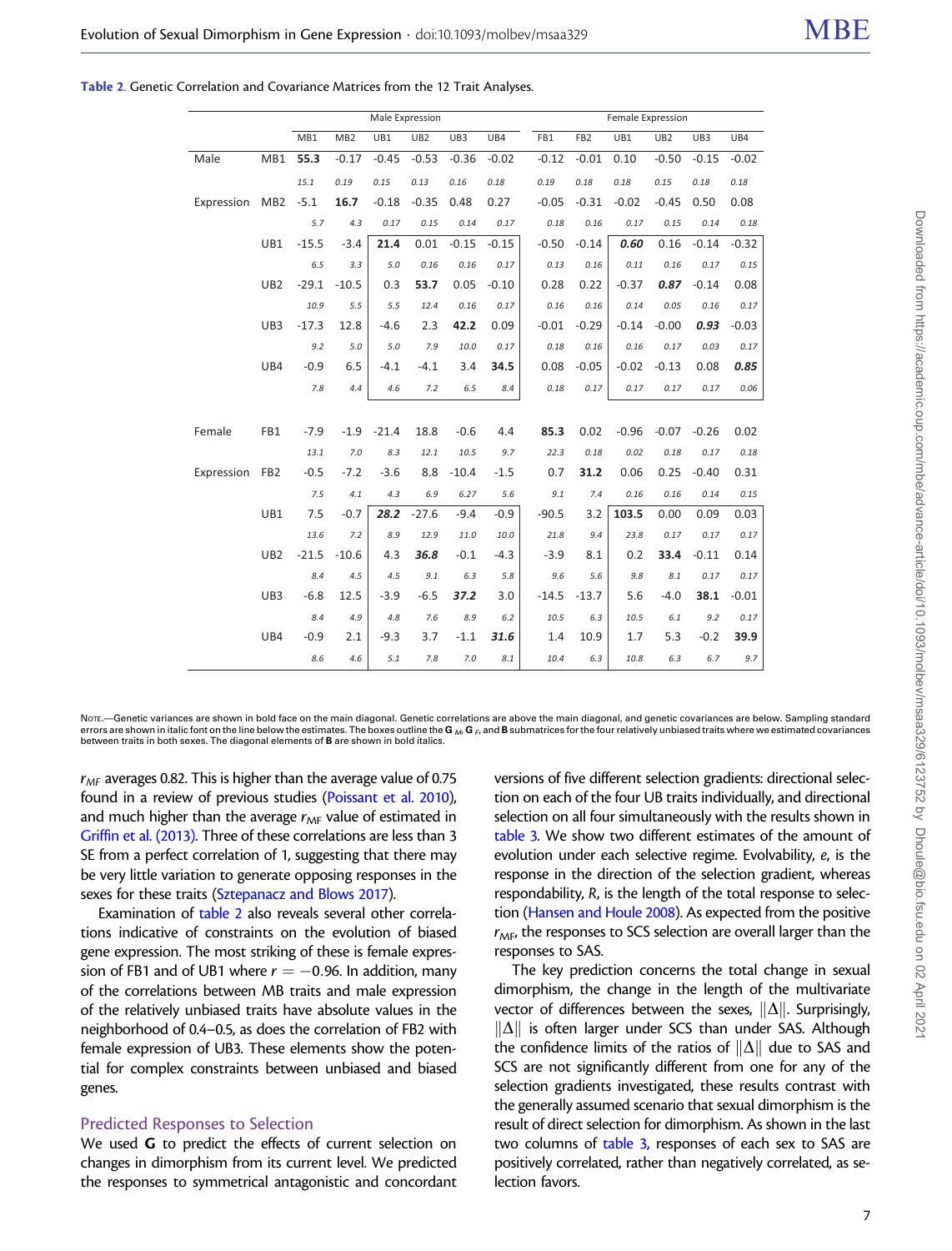Table 2. Genetic Correlation and Covariance Matrices from the 12 Trait Analyses.

| | | Male Expression | | | | | | Female Expression | | | | | |
|---|---|---|---|---|---|---|---|---|---|---|---|---|---|
| | | MB1 | MB2 | UB1 | UB2 | UB3 | UB4 | FB1 | FB2 | UB1 | UB2 | UB3 | UB4 |
| Male Expression | MB1 | **55.3** | −0.17 | −0.45 | −0.53 | −0.36 | −0.02 | −0.12 | −0.01 | 0.10 | −0.50 | −0.15 | −0.02 |
| | | *15.1* | *0.19* | *0.15* | *0.13* | *0.16* | *0.18* | *0.19* | *0.18* | *0.18* | *0.15* | *0.18* | *0.18* |
| | MB2 | −5.1 | **16.7** | −0.18 | −0.35 | 0.48 | 0.27 | −0.05 | −0.31 | −0.02 | −0.45 | 0.50 | 0.08 |
| | | *5.7* | *4.3* | *0.17* | *0.15* | *0.14* | *0.17* | *0.18* | *0.16* | *0.17* | *0.15* | *0.14* | *0.18* |
| | UB1 | −15.5 | −3.4 | **21.4** | 0.01 | −0.15 | −0.15 | −0.50 | −0.14 | ***0.60*** | 0.16 | −0.14 | −0.32 |
| | | *6.5* | *3.3* | *5.0* | *0.16* | *0.16* | *0.17* | *0.13* | *0.16* | *0.11* | *0.16* | *0.17* | *0.15* |
| | UB2 | −29.1 | −10.5 | 0.3 | **53.7** | 0.05 | −0.10 | 0.28 | 0.22 | −0.37 | ***0.87*** | −0.14 | 0.08 |
| | | *10.9* | *5.5* | *5.5* | *12.4* | *0.16* | *0.17* | *0.16* | *0.16* | *0.14* | *0.05* | *0.16* | *0.17* |
| | UB3 | −17.3 | 12.8 | −4.6 | 2.3 | **42.2** | 0.09 | −0.01 | −0.29 | −0.14 | −0.00 | ***0.93*** | −0.03 |
| | | *9.2* | *5.0* | *5.0* | *7.9* | *10.0* | *0.17* | *0.18* | *0.16* | *0.16* | *0.17* | *0.03* | *0.17* |
| | UB4 | −0.9 | 6.5 | −4.1 | −4.1 | 3.4 | **34.5** | 0.08 | −0.05 | −0.02 | −0.13 | 0.08 | ***0.85*** |
| | | *7.8* | *4.4* | *4.6* | *7.2* | *6.5* | *8.4* | *0.18* | *0.17* | *0.17* | *0.17* | *0.17* | *0.06* |
| Female Expression | FB1 | −7.9 | −1.9 | −21.4 | 18.8 | −0.6 | 4.4 | **85.3** | 0.02 | −0.96 | −0.07 | −0.26 | 0.02 |
| | | *13.1* | *7.0* | *8.3* | *12.1* | *10.5* | *9.7* | *22.3* | *0.18* | *0.02* | *0.18* | *0.17* | *0.18* |
| | FB2 | −0.5 | −7.2 | −3.6 | 8.8 | −10.4 | −1.5 | 0.7 | **31.2** | 0.06 | 0.25 | −0.40 | 0.31 |
| | | *7.5* | *4.1* | *4.3* | *6.9* | *6.27* | *5.6* | *9.1* | *7.4* | *0.16* | *0.16* | *0.14* | *0.15* |
| | UB1 | 7.5 | −0.7 | ***28.2*** | −27.6 | −9.4 | −0.9 | −90.5 | 3.2 | **103.5** | 0.00 | 0.09 | 0.03 |
| | | *13.6* | *7.2* | *8.9* | *12.9* | *11.0* | *10.0* | *21.8* | *9.4* | *23.8* | *0.17* | *0.17* | *0.17* |
| | UB2 | −21.5 | −10.6 | 4.3 | ***36.8*** | −0.1 | −4.3 | −3.9 | 8.1 | 0.2 | **33.4** | −0.11 | 0.14 |
| | | *8.4* | *4.5* | *4.5* | *9.1* | *6.3* | *5.8* | *9.6* | *5.6* | *9.8* | *8.1* | *0.17* | *0.17* |
| | UB3 | −6.8 | 12.5 | −3.9 | −6.5 | ***37.2*** | 3.0 | −14.5 | −13.7 | 5.6 | −4.0 | **38.1** | −0.01 |
| | | *8.4* | *4.9* | *4.8* | *7.6* | *8.9* | *6.2* | *10.5* | *6.3* | *10.5* | *6.1* | *9.2* | *0.17* |
| | UB4 | −0.9 | 2.1 | −9.3 | 3.7 | −1.1 | ***31.6*** | 1.4 | 10.9 | 1.7 | 5.3 | −0.2 | **39.9** |
| | | *8.6* | *4.6* | *5.1* | *7.8* | *7.0* | *8.1* | *10.4* | *6.3* | *10.8* | *6.3* | *6.7* | *9.7* |

Note.—Genetic variances are shown in bold face on the main diagonal. Genetic correlations are above the main diagonal, and genetic covariances are below. Sampling standard errors are shown in italic font on the line below the estimates. The boxes outline the $\mathbf{G}_M$, $\mathbf{G}_F$, and $\mathbf{B}$ submatrices for the four relatively unbiased traits where we estimated covariances between traits in both sexes. The diagonal elements of $\mathbf{B}$ are shown in bold italics.

$r_{MF}$ averages 0.82. This is higher than the average value of 0.75 found in a review of previous studies (Poissant et al. 2010), and much higher than the average $r_{MF}$ value of estimated in Griffin et al. (2013). Three of these correlations are less than 3 SE from a perfect correlation of 1, suggesting that there may be very little variation to generate opposing responses in the sexes for these traits (Sztepanacz and Blows 2017).

Examination of table 2 also reveals several other correlations indicative of constraints on the evolution of biased gene expression. The most striking of these is female expression of FB1 and of UB1 where $r = -0.96$. In addition, many of the correlations between MB traits and male expression of the relatively unbiased traits have absolute values in the neighborhood of 0.4–0.5, as does the correlation of FB2 with female expression of UB3. These elements show the potential for complex constraints between unbiased and biased genes.

## Predicted Responses to Selection

We used $\mathbf{G}$ to predict the effects of current selection on changes in dimorphism from its current level. We predicted the responses to symmetrical antagonistic and concordant versions of five different selection gradients: directional selection on each of the four UB traits individually, and directional selection on all four simultaneously with the results shown in table 3. We show two different estimates of the amount of evolution under each selective regime. Evolvability, $e$, is the response in the direction of the selection gradient, whereas respondability, $R$, is the length of the total response to selection (Hansen and Houle 2008). As expected from the positive $r_{MF}$, the responses to SCS selection are overall larger than the responses to SAS.

The key prediction concerns the total change in sexual dimorphism, the change in the length of the multivariate vector of differences between the sexes, $\|\Delta\|$. Surprisingly, $\|\Delta\|$ is often larger under SCS than under SAS. Although the confidence limits of the ratios of $\|\Delta\|$ due to SAS and SCS are not significantly different from one for any of the selection gradients investigated, these results contrast with the generally assumed scenario that sexual dimorphism is the result of direct selection for dimorphism. As shown in the last two columns of table 3, responses of each sex to SAS are positively correlated, rather than negatively correlated, as selection favors.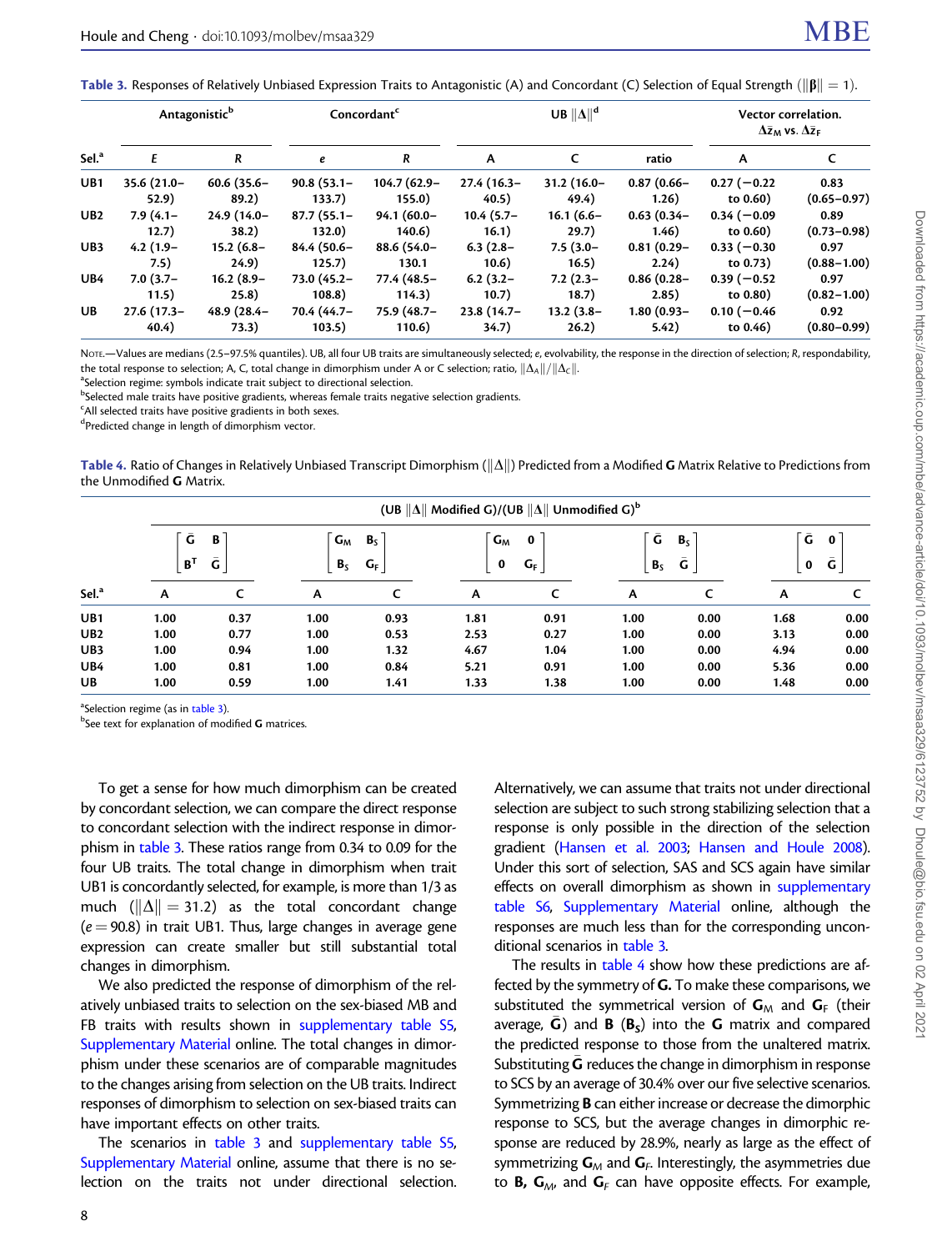**Table 3.** Responses of Relatively Unbiased Expression Traits to Antagonistic (A) and Concordant (C) Selection of Equal Strength ($\|\boldsymbol{\beta}\| = 1$).

| Sel.[a] | Antagonistic[b] | | Concordant[c] | | UB $\|\Delta\|$[d] | | | Vector correlation. $\Delta\bar{z}_M$ vs. $\Delta\bar{z}_F$ | |
|---|---|---|---|---|---|---|---|---|---|
| | *E* | *R* | *e* | *R* | A | C | ratio | A | C |
| UB1 | 35.6 (21.0–52.9) | 60.6 (35.6–89.2) | 90.8 (53.1–133.7) | 104.7 (62.9–155.0) | 27.4 (16.3–40.5) | 31.2 (16.0–49.4) | 0.87 (0.66–1.26) | 0.27 (−0.22 to 0.60) | 0.83 (0.65–0.97) |
| UB2 | 7.9 (4.1–12.7) | 24.9 (14.0–38.2) | 87.7 (55.1–132.0) | 94.1 (60.0–140.6) | 10.4 (5.7–16.1) | 16.1 (6.6–29.7) | 0.63 (0.34–1.46) | 0.34 (−0.09 to 0.60) | 0.89 (0.73–0.98) |
| UB3 | 4.2 (1.9–7.5) | 15.2 (6.8–24.9) | 84.4 (50.6–125.7) | 88.6 (54.0–130.1 | 6.3 (2.8–10.6) | 7.5 (3.0–16.5) | 0.81 (0.29–2.24) | 0.33 (−0.30 to 0.73) | 0.97 (0.88–1.00) |
| UB4 | 7.0 (3.7–11.5) | 16.2 (8.9–25.8) | 73.0 (45.2–108.8) | 77.4 (48.5–114.3) | 6.2 (3.2–10.7) | 7.2 (2.3–18.7) | 0.86 (0.28–2.85) | 0.39 (−0.52 to 0.80) | 0.97 (0.82–1.00) |
| UB | 27.6 (17.3–40.4) | 48.9 (28.4–73.3) | 70.4 (44.7–103.5) | 75.9 (48.7–110.6) | 23.8 (14.7–34.7) | 13.2 (3.8–26.2) | 1.80 (0.93–5.42) | 0.10 (−0.46 to 0.46) | 0.92 (0.80–0.99) |

Note.—Values are medians (2.5–97.5% quantiles). UB, all four UB traits are simultaneously selected; *e*, evolvability, the response in the direction of selection; *R*, respondability, the total response to selection; A, C, total change in dimorphism under A or C selection; ratio, $\|\Delta_A\|/\|\Delta_C\|$.

[a]Selection regime: symbols indicate trait subject to directional selection.

[b]Selected male traits have positive gradients, whereas female traits negative selection gradients.

[c]All selected traits have positive gradients in both sexes.

[d]Predicted change in length of dimorphism vector.

**Table 4.** Ratio of Changes in Relatively Unbiased Transcript Dimorphism ($\|\Delta\|$) Predicted from a Modified **G** Matrix Relative to Predictions from the Unmodified **G** Matrix.

| Sel.[a] | (UB $\|\Delta\|$ Modified G)/(UB $\|\Delta\|$ Unmodified G)[b] | | | | | | | | | |
|---|---|---|---|---|---|---|---|---|---|---|
| | $\begin{bmatrix} \bar{\mathbf{G}} & \mathbf{B} \\ \mathbf{B}^T & \bar{\mathbf{G}} \end{bmatrix}$ | | $\begin{bmatrix} \mathbf{G}_M & \mathbf{B}_S \\ \mathbf{B}_S & \mathbf{G}_F \end{bmatrix}$ | | $\begin{bmatrix} \mathbf{G}_M & \mathbf{0} \\ \mathbf{0} & \mathbf{G}_F \end{bmatrix}$ | | $\begin{bmatrix} \bar{\mathbf{G}} & \mathbf{B}_S \\ \mathbf{B}_S & \bar{\mathbf{G}} \end{bmatrix}$ | | $\begin{bmatrix} \bar{\mathbf{G}} & \mathbf{0} \\ \mathbf{0} & \bar{\mathbf{G}} \end{bmatrix}$ | |
| | A | C | A | C | A | C | A | C | A | C |
| UB1 | 1.00 | 0.37 | 1.00 | 0.93 | 1.81 | 0.91 | 1.00 | 0.00 | 1.68 | 0.00 |
| UB2 | 1.00 | 0.77 | 1.00 | 0.53 | 2.53 | 0.27 | 1.00 | 0.00 | 3.13 | 0.00 |
| UB3 | 1.00 | 0.94 | 1.00 | 1.32 | 4.67 | 1.04 | 1.00 | 0.00 | 4.94 | 0.00 |
| UB4 | 1.00 | 0.81 | 1.00 | 0.84 | 5.21 | 0.91 | 1.00 | 0.00 | 5.36 | 0.00 |
| UB | 1.00 | 0.59 | 1.00 | 1.41 | 1.33 | 1.38 | 1.00 | 0.00 | 1.48 | 0.00 |

[a]Selection regime (as in table 3).

[b]See text for explanation of modified **G** matrices.

To get a sense for how much dimorphism can be created by concordant selection, we can compare the direct response to concordant selection with the indirect response in dimorphism in table 3. These ratios range from 0.34 to 0.09 for the four UB traits. The total change in dimorphism when trait UB1 is concordantly selected, for example, is more than 1/3 as much ($\|\Delta\| = 31.2$) as the total concordant change ($e = 90.8$) in trait UB1. Thus, large changes in average gene expression can create smaller but still substantial total changes in dimorphism.

We also predicted the response of dimorphism of the relatively unbiased traits to selection on the sex-biased MB and FB traits with results shown in supplementary table S5, Supplementary Material online. The total changes in dimorphism under these scenarios are of comparable magnitudes to the changes arising from selection on the UB traits. Indirect responses of dimorphism to selection on sex-biased traits can have important effects on other traits.

The scenarios in table 3 and supplementary table S5, Supplementary Material online, assume that there is no selection on the traits not under directional selection. Alternatively, we can assume that traits not under directional selection are subject to such strong stabilizing selection that a response is only possible in the direction of the selection gradient (Hansen et al. 2003; Hansen and Houle 2008). Under this sort of selection, SAS and SCS again have similar effects on overall dimorphism as shown in supplementary table S6, Supplementary Material online, although the responses are much less than for the corresponding unconditional scenarios in table 3.

The results in table 4 show how these predictions are affected by the symmetry of **G.** To make these comparisons, we substituted the symmetrical version of $\mathbf{G}_M$ and $\mathbf{G}_F$ (their average, $\bar{\mathbf{G}}$) and **B** ($\mathbf{B}_S$) into the **G** matrix and compared the predicted response to those from the unaltered matrix. Substituting $\bar{\mathbf{G}}$ reduces the change in dimorphism in response to SCS by an average of 30.4% over our five selective scenarios. Symmetrizing **B** can either increase or decrease the dimorphic response to SCS, but the average changes in dimorphic response are reduced by 28.9%, nearly as large as the effect of symmetrizing $\mathbf{G}_M$ and $\mathbf{G}_F$. Interestingly, the asymmetries due to **B,** $\mathbf{G}_M$, and $\mathbf{G}_F$ can have opposite effects. For example,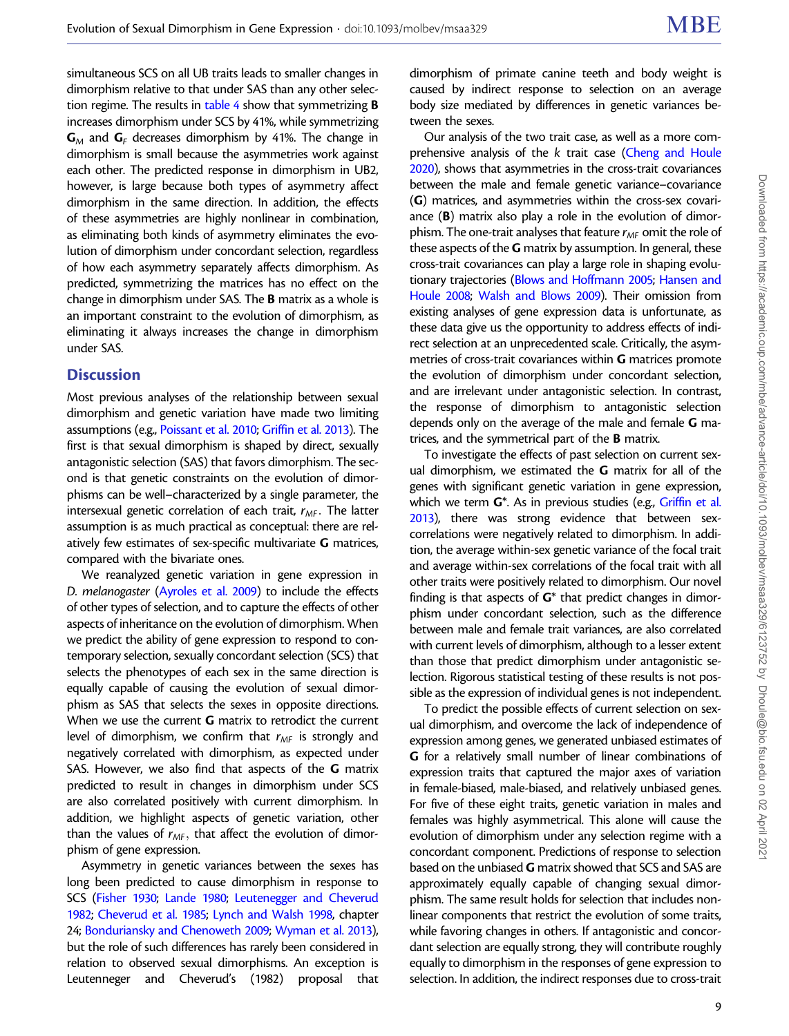simultaneous SCS on all UB traits leads to smaller changes in dimorphism relative to that under SAS than any other selection regime. The results in table 4 show that symmetrizing **B** increases dimorphism under SCS by 41%, while symmetrizing $\mathbf{G}_M$ and $\mathbf{G}_F$ decreases dimorphism by 41%. The change in dimorphism is small because the asymmetries work against each other. The predicted response in dimorphism in UB2, however, is large because both types of asymmetry affect dimorphism in the same direction. In addition, the effects of these asymmetries are highly nonlinear in combination, as eliminating both kinds of asymmetry eliminates the evolution of dimorphism under concordant selection, regardless of how each asymmetry separately affects dimorphism. As predicted, symmetrizing the matrices has no effect on the change in dimorphism under SAS. The **B** matrix as a whole is an important constraint to the evolution of dimorphism, as eliminating it always increases the change in dimorphism under SAS.

## Discussion

Most previous analyses of the relationship between sexual dimorphism and genetic variation have made two limiting assumptions (e.g., Poissant et al. 2010; Griffin et al. 2013). The first is that sexual dimorphism is shaped by direct, sexually antagonistic selection (SAS) that favors dimorphism. The second is that genetic constraints on the evolution of dimorphisms can be well–characterized by a single parameter, the intersexual genetic correlation of each trait, $r_{MF}$. The latter assumption is as much practical as conceptual: there are relatively few estimates of sex-specific multivariate **G** matrices, compared with the bivariate ones.

We reanalyzed genetic variation in gene expression in *D. melanogaster* (Ayroles et al. 2009) to include the effects of other types of selection, and to capture the effects of other aspects of inheritance on the evolution of dimorphism. When we predict the ability of gene expression to respond to contemporary selection, sexually concordant selection (SCS) that selects the phenotypes of each sex in the same direction is equally capable of causing the evolution of sexual dimorphism as SAS that selects the sexes in opposite directions. When we use the current **G** matrix to retrodict the current level of dimorphism, we confirm that $r_{MF}$ is strongly and negatively correlated with dimorphism, as expected under SAS. However, we also find that aspects of the **G** matrix predicted to result in changes in dimorphism under SCS are also correlated positively with current dimorphism. In addition, we highlight aspects of genetic variation, other than the values of $r_{MF}$, that affect the evolution of dimorphism of gene expression.

Asymmetry in genetic variances between the sexes has long been predicted to cause dimorphism in response to SCS (Fisher 1930; Lande 1980; Leutenegger and Cheverud 1982; Cheverud et al. 1985; Lynch and Walsh 1998, chapter 24; Bonduriansky and Chenoweth 2009; Wyman et al. 2013), but the role of such differences has rarely been considered in relation to observed sexual dimorphisms. An exception is Leutenneger and Cheverud's (1982) proposal that dimorphism of primate canine teeth and body weight is caused by indirect response to selection on an average body size mediated by differences in genetic variances between the sexes.

Our analysis of the two trait case, as well as a more comprehensive analysis of the $k$ trait case (Cheng and Houle 2020), shows that asymmetries in the cross-trait covariances between the male and female genetic variance–covariance (**G**) matrices, and asymmetries within the cross-sex covariance (**B**) matrix also play a role in the evolution of dimorphism. The one-trait analyses that feature $r_{MF}$ omit the role of these aspects of the **G** matrix by assumption. In general, these cross-trait covariances can play a large role in shaping evolutionary trajectories (Blows and Hoffmann 2005; Hansen and Houle 2008; Walsh and Blows 2009). Their omission from existing analyses of gene expression data is unfortunate, as these data give us the opportunity to address effects of indirect selection at an unprecedented scale. Critically, the asymmetries of cross-trait covariances within **G** matrices promote the evolution of dimorphism under concordant selection, and are irrelevant under antagonistic selection. In contrast, the response of dimorphism to antagonistic selection depends only on the average of the male and female **G** matrices, and the symmetrical part of the **B** matrix.

To investigate the effects of past selection on current sexual dimorphism, we estimated the **G** matrix for all of the genes with significant genetic variation in gene expression, which we term **G***. As in previous studies (e.g., Griffin et al. 2013), there was strong evidence that between sex-correlations were negatively related to dimorphism. In addition, the average within-sex genetic variance of the focal trait and average within-sex correlations of the focal trait with all other traits were positively related to dimorphism. Our novel finding is that aspects of **G*** that predict changes in dimorphism under concordant selection, such as the difference between male and female trait variances, are also correlated with current levels of dimorphism, although to a lesser extent than those that predict dimorphism under antagonistic selection. Rigorous statistical testing of these results is not possible as the expression of individual genes is not independent.

To predict the possible effects of current selection on sexual dimorphism, and overcome the lack of independence of expression among genes, we generated unbiased estimates of **G** for a relatively small number of linear combinations of expression traits that captured the major axes of variation in female-biased, male-biased, and relatively unbiased genes. For five of these eight traits, genetic variation in males and females was highly asymmetrical. This alone will cause the evolution of dimorphism under any selection regime with a concordant component. Predictions of response to selection based on the unbiased **G** matrix showed that SCS and SAS are approximately equally capable of changing sexual dimorphism. The same result holds for selection that includes nonlinear components that restrict the evolution of some traits, while favoring changes in others. If antagonistic and concordant selection are equally strong, they will contribute roughly equally to dimorphism in the responses of gene expression to selection. In addition, the indirect responses due to cross-trait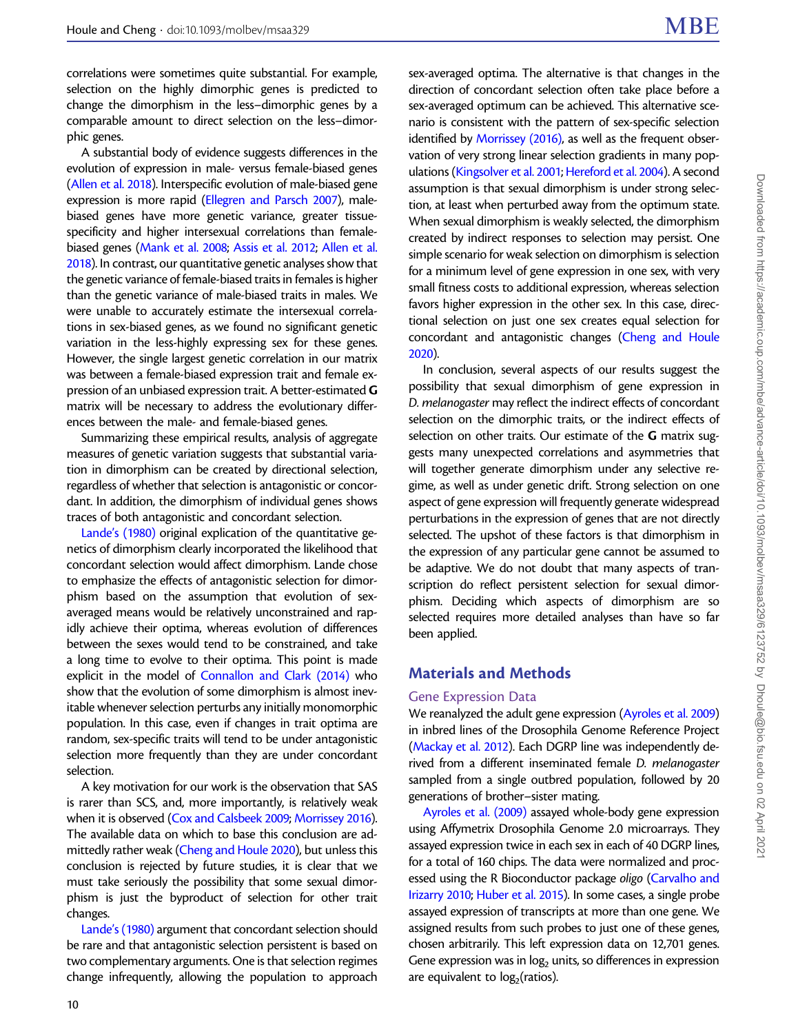correlations were sometimes quite substantial. For example, selection on the highly dimorphic genes is predicted to change the dimorphism in the less–dimorphic genes by a comparable amount to direct selection on the less–dimorphic genes.

A substantial body of evidence suggests differences in the evolution of expression in male- versus female-biased genes (Allen et al. 2018). Interspecific evolution of male-biased gene expression is more rapid (Ellegren and Parsch 2007), male-biased genes have more genetic variance, greater tissue-specificity and higher intersexual correlations than female-biased genes (Mank et al. 2008; Assis et al. 2012; Allen et al. 2018). In contrast, our quantitative genetic analyses show that the genetic variance of female-biased traits in females is higher than the genetic variance of male-biased traits in males. We were unable to accurately estimate the intersexual correlations in sex-biased genes, as we found no significant genetic variation in the less-highly expressing sex for these genes. However, the single largest genetic correlation in our matrix was between a female-biased expression trait and female expression of an unbiased expression trait. A better-estimated **G** matrix will be necessary to address the evolutionary differences between the male- and female-biased genes.

Summarizing these empirical results, analysis of aggregate measures of genetic variation suggests that substantial variation in dimorphism can be created by directional selection, regardless of whether that selection is antagonistic or concordant. In addition, the dimorphism of individual genes shows traces of both antagonistic and concordant selection.

Lande's (1980) original explication of the quantitative genetics of dimorphism clearly incorporated the likelihood that concordant selection would affect dimorphism. Lande chose to emphasize the effects of antagonistic selection for dimorphism based on the assumption that evolution of sex-averaged means would be relatively unconstrained and rapidly achieve their optima, whereas evolution of differences between the sexes would tend to be constrained, and take a long time to evolve to their optima. This point is made explicit in the model of Connallon and Clark (2014) who show that the evolution of some dimorphism is almost inevitable whenever selection perturbs any initially monomorphic population. In this case, even if changes in trait optima are random, sex-specific traits will tend to be under antagonistic selection more frequently than they are under concordant selection.

A key motivation for our work is the observation that SAS is rarer than SCS, and, more importantly, is relatively weak when it is observed (Cox and Calsbeek 2009; Morrissey 2016). The available data on which to base this conclusion are admittedly rather weak (Cheng and Houle 2020), but unless this conclusion is rejected by future studies, it is clear that we must take seriously the possibility that some sexual dimorphism is just the byproduct of selection for other trait changes.

Lande's (1980) argument that concordant selection should be rare and that antagonistic selection persistent is based on two complementary arguments. One is that selection regimes change infrequently, allowing the population to approach sex-averaged optima. The alternative is that changes in the direction of concordant selection often take place before a sex-averaged optimum can be achieved. This alternative scenario is consistent with the pattern of sex-specific selection identified by Morrissey (2016), as well as the frequent observation of very strong linear selection gradients in many populations (Kingsolver et al. 2001; Hereford et al. 2004). A second assumption is that sexual dimorphism is under strong selection, at least when perturbed away from the optimum state. When sexual dimorphism is weakly selected, the dimorphism created by indirect responses to selection may persist. One simple scenario for weak selection on dimorphism is selection for a minimum level of gene expression in one sex, with very small fitness costs to additional expression, whereas selection favors higher expression in the other sex. In this case, directional selection on just one sex creates equal selection for concordant and antagonistic changes (Cheng and Houle 2020).

In conclusion, several aspects of our results suggest the possibility that sexual dimorphism of gene expression in *D. melanogaster* may reflect the indirect effects of concordant selection on the dimorphic traits, or the indirect effects of selection on other traits. Our estimate of the **G** matrix suggests many unexpected correlations and asymmetries that will together generate dimorphism under any selective regime, as well as under genetic drift. Strong selection on one aspect of gene expression will frequently generate widespread perturbations in the expression of genes that are not directly selected. The upshot of these factors is that dimorphism in the expression of any particular gene cannot be assumed to be adaptive. We do not doubt that many aspects of transcription do reflect persistent selection for sexual dimorphism. Deciding which aspects of dimorphism are so selected requires more detailed analyses than have so far been applied.

## Materials and Methods

### Gene Expression Data

We reanalyzed the adult gene expression (Ayroles et al. 2009) in inbred lines of the Drosophila Genome Reference Project (Mackay et al. 2012). Each DGRP line was independently derived from a different inseminated female *D. melanogaster* sampled from a single outbred population, followed by 20 generations of brother–sister mating.

Ayroles et al. (2009) assayed whole-body gene expression using Affymetrix Drosophila Genome 2.0 microarrays. They assayed expression twice in each sex in each of 40 DGRP lines, for a total of 160 chips. The data were normalized and processed using the R Bioconductor package *oligo* (Carvalho and Irizarry 2010; Huber et al. 2015). In some cases, a single probe assayed expression of transcripts at more than one gene. We assigned results from such probes to just one of these genes, chosen arbitrarily. This left expression data on 12,701 genes. Gene expression was in $\log_2$ units, so differences in expression are equivalent to $\log_2$(ratios).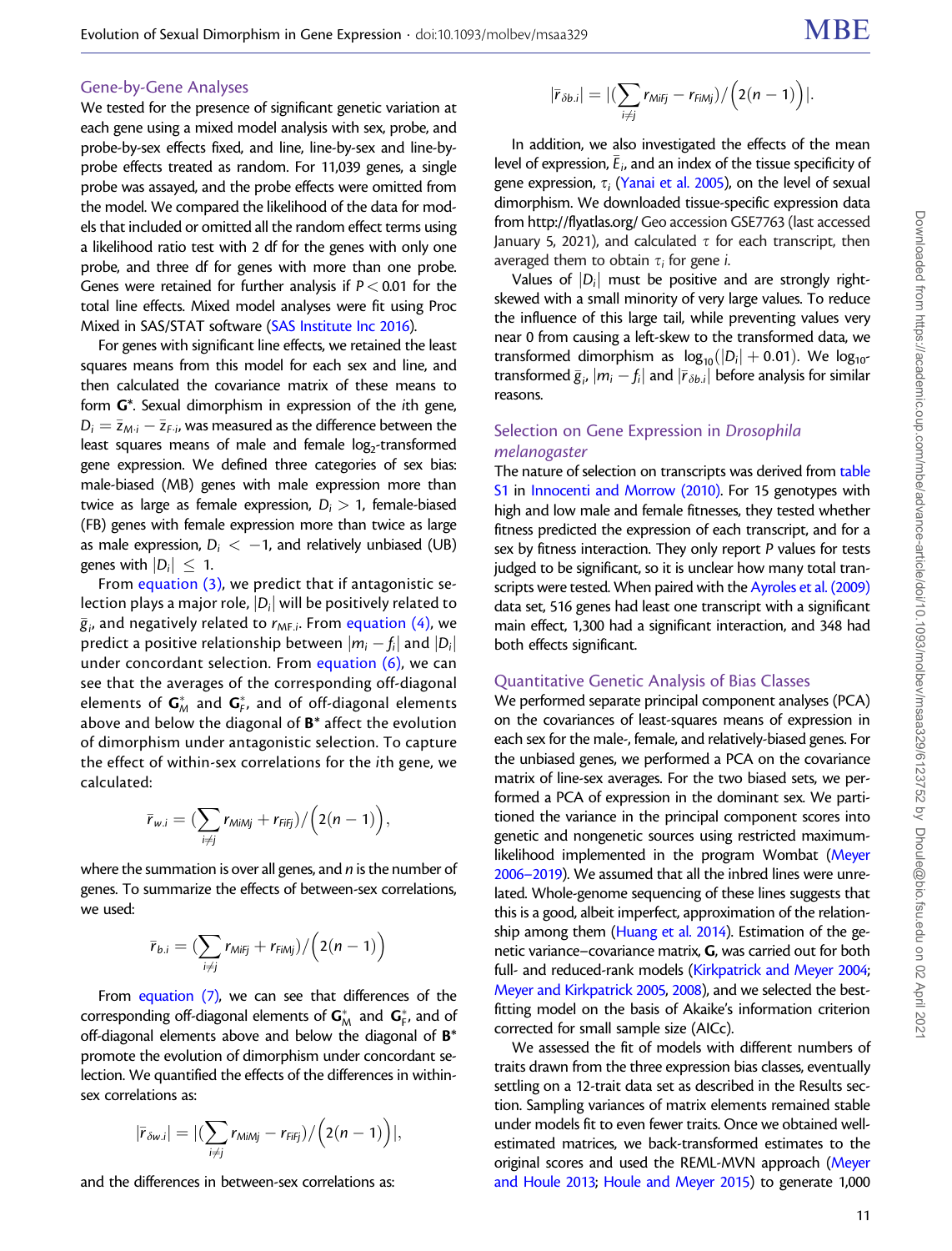## Gene-by-Gene Analyses

We tested for the presence of significant genetic variation at each gene using a mixed model analysis with sex, probe, and probe-by-sex effects fixed, and line, line-by-sex and line-by-probe effects treated as random. For 11,039 genes, a single probe was assayed, and the probe effects were omitted from the model. We compared the likelihood of the data for models that included or omitted all the random effect terms using a likelihood ratio test with 2 df for the genes with only one probe, and three df for genes with more than one probe. Genes were retained for further analysis if $P < 0.01$ for the total line effects. Mixed model analyses were fit using Proc Mixed in SAS/STAT software (SAS Institute Inc 2016).

For genes with significant line effects, we retained the least squares means from this model for each sex and line, and then calculated the covariance matrix of these means to form $\mathbf{G}^*$. Sexual dimorphism in expression of the $i$th gene, $D_i = \bar{z}_{M \cdot i} - \bar{z}_{F \cdot i}$, was measured as the difference between the least squares means of male and female $\log_2$-transformed gene expression. We defined three categories of sex bias: male-biased (MB) genes with male expression more than twice as large as female expression, $D_i > 1$, female-biased (FB) genes with female expression more than twice as large as male expression, $D_i < -1$, and relatively unbiased (UB) genes with $|D_i| \le 1$.

From equation (3), we predict that if antagonistic selection plays a major role, $|D_i|$ will be positively related to $\bar{g}_i$, and negatively related to $r_{MF.i}$. From equation (4), we predict a positive relationship between $|m_i - f_i|$ and $|D_i|$ under concordant selection. From equation (6), we can see that the averages of the corresponding off-diagonal elements of $\mathbf{G}^*_M$ and $\mathbf{G}^*_F$, and of off-diagonal elements above and below the diagonal of $\mathbf{B}^*$ affect the evolution of dimorphism under antagonistic selection. To capture the effect of within-sex correlations for the $i$th gene, we calculated:

$$\bar{r}_{w.i} = \Big(\sum_{i \ne j} r_{MiMj} + r_{FiFj}\Big) \Big/ \Big(2(n-1)\Big),$$

where the summation is over all genes, and $n$ is the number of genes. To summarize the effects of between-sex correlations, we used:

$$\bar{r}_{b.i} = \Big(\sum_{i \ne j} r_{MiFj} + r_{FiMj}\Big) \Big/ \Big(2(n-1)\Big)$$

From equation (7), we can see that differences of the corresponding off-diagonal elements of $\mathbf{G}^*_M$ and $\mathbf{G}^*_F$, and of off-diagonal elements above and below the diagonal of $\mathbf{B}^*$ promote the evolution of dimorphism under concordant selection. We quantified the effects of the differences in within-sex correlations as:

$$|\bar{r}_{\delta w.i}| = \Big|\Big(\sum_{i \ne j} r_{MiMj} - r_{FiFj}\Big) \Big/ \Big(2(n-1)\Big)\Big|,$$

and the differences in between-sex correlations as:

$$|\bar{r}_{\delta b.i}| = \Big|\Big(\sum_{i \ne j} r_{MiFj} - r_{FiMj}\Big) \Big/ \Big(2(n-1)\Big)\Big|.$$

In addition, we also investigated the effects of the mean level of expression, $\bar{E}_i$, and an index of the tissue specificity of gene expression, $\tau_i$ (Yanai et al. 2005), on the level of sexual dimorphism. We downloaded tissue-specific expression data from http://flyatlas.org/ Geo accession GSE7763 (last accessed January 5, 2021), and calculated $\tau$ for each transcript, then averaged them to obtain $\tau_i$ for gene $i$.

Values of $|D_i|$ must be positive and are strongly right-skewed with a small minority of very large values. To reduce the influence of this large tail, while preventing values very near 0 from causing a left-skew to the transformed data, we transformed dimorphism as $\log_{10}(|D_i| + 0.01)$. We $\log_{10}$-transformed $\bar{g}_i$, $|m_i - f_i|$ and $|\bar{r}_{\delta b.i}|$ before analysis for similar reasons.

## Selection on Gene Expression in *Drosophila melanogaster*

The nature of selection on transcripts was derived from table S1 in Innocenti and Morrow (2010). For 15 genotypes with high and low male and female fitnesses, they tested whether fitness predicted the expression of each transcript, and for a sex by fitness interaction. They only report $P$ values for tests judged to be significant, so it is unclear how many total transcripts were tested. When paired with the Ayroles et al. (2009) data set, 516 genes had least one transcript with a significant main effect, 1,300 had a significant interaction, and 348 had both effects significant.

## Quantitative Genetic Analysis of Bias Classes

We performed separate principal component analyses (PCA) on the covariances of least-squares means of expression in each sex for the male-, female, and relatively-biased genes. For the unbiased genes, we performed a PCA on the covariance matrix of line-sex averages. For the two biased sets, we performed a PCA of expression in the dominant sex. We partitioned the variance in the principal component scores into genetic and nongenetic sources using restricted maximum-likelihood implemented in the program Wombat (Meyer 2006–2019). We assumed that all the inbred lines were unrelated. Whole-genome sequencing of these lines suggests that this is a good, albeit imperfect, approximation of the relationship among them (Huang et al. 2014). Estimation of the genetic variance–covariance matrix, $\mathbf{G}$, was carried out for both full- and reduced-rank models (Kirkpatrick and Meyer 2004; Meyer and Kirkpatrick 2005, 2008), and we selected the best-fitting model on the basis of Akaike's information criterion corrected for small sample size (AICc).

We assessed the fit of models with different numbers of traits drawn from the three expression bias classes, eventually settling on a 12-trait data set as described in the Results section. Sampling variances of matrix elements remained stable under models fit to even fewer traits. Once we obtained well-estimated matrices, we back-transformed estimates to the original scores and used the REML-MVN approach (Meyer and Houle 2013; Houle and Meyer 2015) to generate 1,000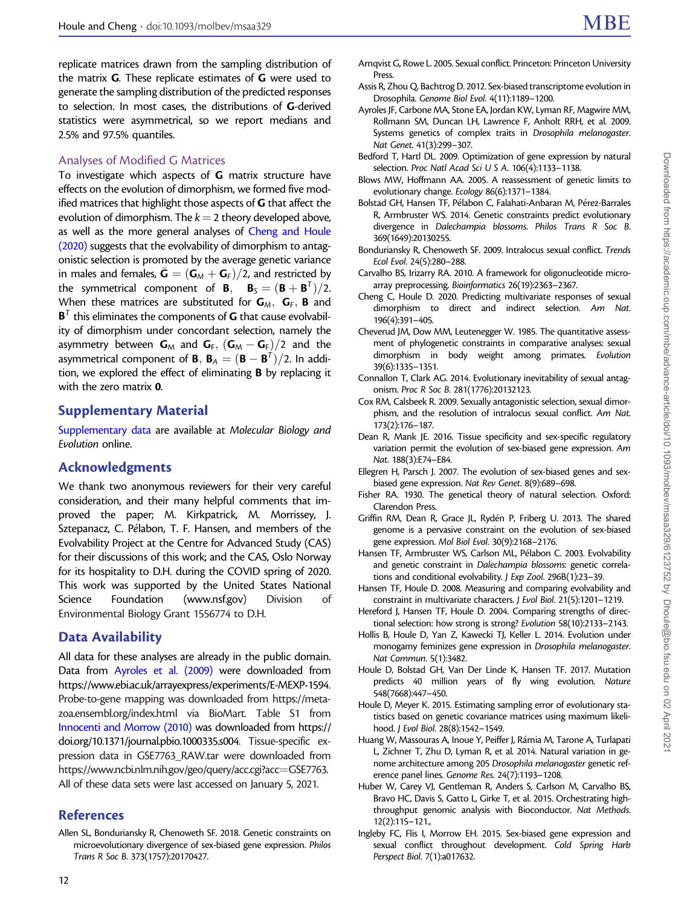replicate matrices drawn from the sampling distribution of the matrix **G**. These replicate estimates of **G** were used to generate the sampling distribution of the predicted responses to selection. In most cases, the distributions of **G**-derived statistics were asymmetrical, so we report medians and 2.5% and 97.5% quantiles.

### Analyses of Modified G Matrices

To investigate which aspects of **G** matrix structure have effects on the evolution of dimorphism, we formed five modified matrices that highlight those aspects of **G** that affect the evolution of dimorphism. The $k = 2$ theory developed above, as well as the more general analyses of Cheng and Houle (2020) suggests that the evolvability of dimorphism to antagonistic selection is promoted by the average genetic variance in males and females, $\bar{\mathbf{G}} = (\mathbf{G}_M + \mathbf{G}_F)/2$, and restricted by the symmetrical component of $\mathbf{B}$, $\mathbf{B}_S = (\mathbf{B} + \mathbf{B}^T)/2$. When these matrices are substituted for $\mathbf{G}_M$, $\mathbf{G}_F$, $\mathbf{B}$ and $\mathbf{B}^T$ this eliminates the components of **G** that cause evolvability of dimorphism under concordant selection, namely the asymmetry between $\mathbf{G}_M$ and $\mathbf{G}_F$, $(\mathbf{G}_M - \mathbf{G}_F)/2$ and the asymmetrical component of $\mathbf{B}$, $\mathbf{B}_A = (\mathbf{B} - \mathbf{B}^T)/2$. In addition, we explored the effect of eliminating **B** by replacing it with the zero matrix **0**.

## Supplementary Material

Supplementary data are available at *Molecular Biology and Evolution* online.

## Acknowledgments

We thank two anonymous reviewers for their very careful consideration, and their many helpful comments that improved the paper; M. Kirkpatrick, M. Morrissey, J. Sztepanacz, C. Pélabon, T. F. Hansen, and members of the Evolvability Project at the Centre for Advanced Study (CAS) for their discussions of this work; and the CAS, Oslo Norway for its hospitality to D.H. during the COVID spring of 2020. This work was supported by the United States National Science Foundation (www.nsf.gov) Division of Environmental Biology Grant 1556774 to D.H.

## Data Availability

All data for these analyses are already in the public domain. Data from Ayroles et al. (2009) were downloaded from https://www.ebi.ac.uk/arrayexpress/experiments/E-MEXP-1594. Probe-to-gene mapping was downloaded from https://metazoa.ensembl.org/index.html via BioMart. Table S1 from Innocenti and Morrow (2010) was downloaded from https://doi.org/10.1371/journal.pbio.1000335.s004. Tissue-specific expression data in GSE7763_RAW.tar were downloaded from https://www.ncbi.nlm.nih.gov/geo/query/acc.cgi?acc=GSE7763. All of these data sets were last accessed on January 5, 2021.

## References

Allen SL, Bonduriansky R, Chenoweth SF. 2018. Genetic constraints on microevolutionary divergence of sex-biased gene expression. *Philos Trans R Soc B*. 373(1757):20170427.

Arnqvist G, Rowe L. 2005. Sexual conflict. Princeton: Princeton University Press.

Assis R, Zhou Q, Bachtrog D. 2012. Sex-biased transcriptome evolution in Drosophila. *Genome Biol Evol*. 4(11):1189–1200.

Ayroles JF, Carbone MA, Stone EA, Jordan KW, Lyman RF, Magwire MM, Rollmann SM, Duncan LH, Lawrence F, Anholt RRH, et al. 2009. Systems genetics of complex traits in *Drosophila melanogaster*. *Nat Genet*. 41(3):299–307.

Bedford T, Hartl DL. 2009. Optimization of gene expression by natural selection. *Proc Natl Acad Sci U S A*. 106(4):1133–1138.

Blows MW, Hoffmann AA. 2005. A reassessment of genetic limits to evolutionary change. *Ecology* 86(6):1371–1384.

Bolstad GH, Hansen TF, Pélabon C, Falahati-Anbaran M, Pérez-Barrales R, Armbruster WS. 2014. Genetic constraints predict evolutionary divergence in *Dalechampia* blossoms. *Philos Trans R Soc B*. 369(1649):20130255.

Bonduriansky R, Chenoweth SF. 2009. Intralocus sexual conflict. *Trends Ecol Evol*. 24(5):280–288.

Carvalho BS, Irizarry RA. 2010. A framework for oligonucleotide microarray preprocessing. *Bioinformatics* 26(19):2363–2367.

Cheng C, Houle D. 2020. Predicting multivariate responses of sexual dimorphism to direct and indirect selection. *Am Nat*. 196(4):391–405.

Cheverud JM, Dow MM, Leutenegger W. 1985. The quantitative assessment of phylogenetic constraints in comparative analyses: sexual dimorphism in body weight among primates. *Evolution* 39(6):1335–1351.

Connallon T, Clark AG. 2014. Evolutionary inevitability of sexual antagonism. *Proc R Soc B*. 281(1776):20132123.

Cox RM, Calsbeek R. 2009. Sexually antagonistic selection, sexual dimorphism, and the resolution of intralocus sexual conflict. *Am Nat*. 173(2):176–187.

Dean R, Mank JE. 2016. Tissue specificity and sex-specific regulatory variation permit the evolution of sex-biased gene expression. *Am Nat*. 188(3):E74–E84.

Ellegren H, Parsch J. 2007. The evolution of sex-biased genes and sex-biased gene expression. *Nat Rev Genet*. 8(9):689–698.

Fisher RA. 1930. The genetical theory of natural selection. Oxford: Clarendon Press.

Griffin RM, Dean R, Grace JL, Rydén P, Friberg U. 2013. The shared genome is a pervasive constraint on the evolution of sex-biased gene expression. *Mol Biol Evol*. 30(9):2168–2176.

Hansen TF, Armbruster WS, Carlson ML, Pélabon C. 2003. Evolvability and genetic constraint in *Dalechampia* blossoms: genetic correlations and conditional evolvability. *J Exp Zool*. 296B(1):23–39.

Hansen TF, Houle D. 2008. Measuring and comparing evolvability and constraint in multivariate characters. *J Evol Biol*. 21(5):1201–1219.

Hereford J, Hansen TF, Houle D. 2004. Comparing strengths of directional selection: how strong is strong? *Evolution* 58(10):2133–2143.

Hollis B, Houle D, Yan Z, Kawecki TJ, Keller L. 2014. Evolution under monogamy feminizes gene expression in *Drosophila melanogaster*. *Nat Commun*. 5(1):3482.

Houle D, Bolstad GH, Van Der Linde K, Hansen TF. 2017. Mutation predicts 40 million years of fly wing evolution. *Nature* 548(7668):447–450.

Houle D, Meyer K. 2015. Estimating sampling error of evolutionary statistics based on genetic covariance matrices using maximum likelihood. *J Evol Biol*. 28(8):1542–1549.

Huang W, Massouras A, Inoue Y, Peiffer J, Rámia M, Tarone A, Turlapati L, Zichner T, Zhu D, Lyman RF, et al. 2014. Natural variation in genome architecture among 205 *Drosophila melanogaster* genetic reference panel lines. *Genome Res*. 24(7):1193–1208.

Huber W, Carey VJ, Gentleman R, Anders S, Carlson M, Carvalho BS, Bravo HC, Davis S, Gatto L, Girke T, et al. 2015. Orchestrating high-throughput genomic analysis with Bioconductor. *Nat Methods*. 12(2):115–121.,

Ingleby FC, Flis I, Morrow EH. 2015. Sex-biased gene expression and sexual conflict throughout development. *Cold Spring Harb Perspect Biol*. 7(1):a017632.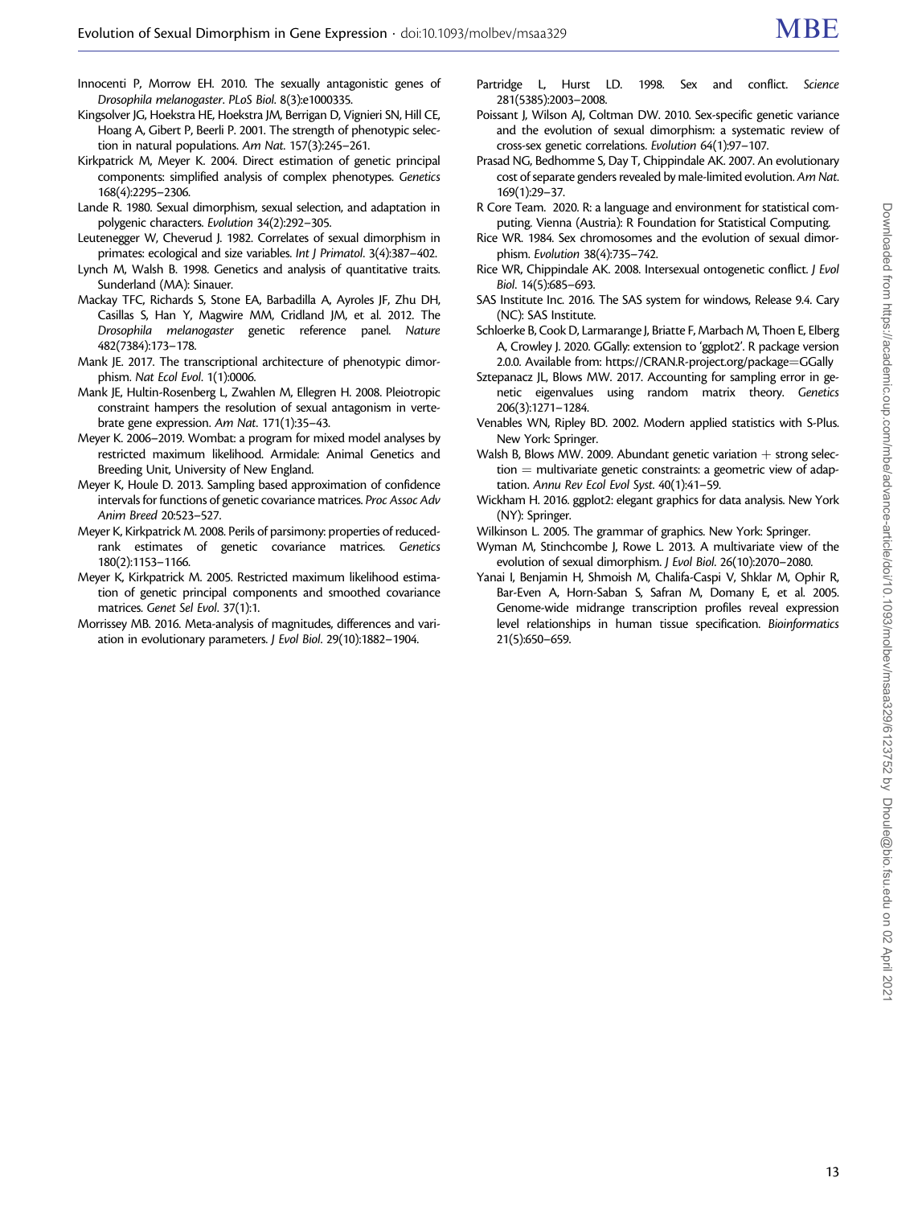Innocenti P, Morrow EH. 2010. The sexually antagonistic genes of *Drosophila melanogaster*. *PLoS Biol*. 8(3):e1000335.

Kingsolver JG, Hoekstra HE, Hoekstra JM, Berrigan D, Vignieri SN, Hill CE, Hoang A, Gibert P, Beerli P. 2001. The strength of phenotypic selection in natural populations. *Am Nat*. 157(3):245–261.

Kirkpatrick M, Meyer K. 2004. Direct estimation of genetic principal components: simplified analysis of complex phenotypes. *Genetics* 168(4):2295–2306.

Lande R. 1980. Sexual dimorphism, sexual selection, and adaptation in polygenic characters. *Evolution* 34(2):292–305.

Leutenegger W, Cheverud J. 1982. Correlates of sexual dimorphism in primates: ecological and size variables. *Int J Primatol*. 3(4):387–402.

Lynch M, Walsh B. 1998. Genetics and analysis of quantitative traits. Sunderland (MA): Sinauer.

Mackay TFC, Richards S, Stone EA, Barbadilla A, Ayroles JF, Zhu DH, Casillas S, Han Y, Magwire MM, Cridland JM, et al. 2012. The *Drosophila melanogaster* genetic reference panel. *Nature* 482(7384):173–178.

Mank JE. 2017. The transcriptional architecture of phenotypic dimorphism. *Nat Ecol Evol*. 1(1):0006.

Mank JE, Hultin-Rosenberg L, Zwahlen M, Ellegren H. 2008. Pleiotropic constraint hampers the resolution of sexual antagonism in vertebrate gene expression. *Am Nat*. 171(1):35–43.

Meyer K. 2006–2019. Wombat: a program for mixed model analyses by restricted maximum likelihood. Armidale: Animal Genetics and Breeding Unit, University of New England.

Meyer K, Houle D. 2013. Sampling based approximation of confidence intervals for functions of genetic covariance matrices. *Proc Assoc Adv Anim Breed* 20:523–527.

Meyer K, Kirkpatrick M. 2008. Perils of parsimony: properties of reduced-rank estimates of genetic covariance matrices. *Genetics* 180(2):1153–1166.

Meyer K, Kirkpatrick M. 2005. Restricted maximum likelihood estimation of genetic principal components and smoothed covariance matrices. *Genet Sel Evol*. 37(1):1.

Morrissey MB. 2016. Meta-analysis of magnitudes, differences and variation in evolutionary parameters. *J Evol Biol*. 29(10):1882–1904.

Partridge L, Hurst LD. 1998. Sex and conflict. *Science* 281(5385):2003–2008.

Poissant J, Wilson AJ, Coltman DW. 2010. Sex-specific genetic variance and the evolution of sexual dimorphism: a systematic review of cross-sex genetic correlations. *Evolution* 64(1):97–107.

Prasad NG, Bedhomme S, Day T, Chippindale AK. 2007. An evolutionary cost of separate genders revealed by male-limited evolution. *Am Nat*. 169(1):29–37.

R Core Team. 2020. R: a language and environment for statistical computing. Vienna (Austria): R Foundation for Statistical Computing.

Rice WR. 1984. Sex chromosomes and the evolution of sexual dimorphism. *Evolution* 38(4):735–742.

Rice WR, Chippindale AK. 2008. Intersexual ontogenetic conflict. *J Evol Biol*. 14(5):685–693.

SAS Institute Inc. 2016. The SAS system for windows, Release 9.4. Cary (NC): SAS Institute.

Schloerke B, Cook D, Larmarange J, Briatte F, Marbach M, Thoen E, Elberg A, Crowley J. 2020. GGally: extension to 'ggplot2'. R package version 2.0.0. Available from: https://CRAN.R-project.org/package=GGally

Sztepanacz JL, Blows MW. 2017. Accounting for sampling error in genetic eigenvalues using random matrix theory. *Genetics* 206(3):1271–1284.

Venables WN, Ripley BD. 2002. Modern applied statistics with S-Plus. New York: Springer.

Walsh B, Blows MW. 2009. Abundant genetic variation + strong selection = multivariate genetic constraints: a geometric view of adaptation. *Annu Rev Ecol Evol Syst*. 40(1):41–59.

Wickham H. 2016. ggplot2: elegant graphics for data analysis. New York (NY): Springer.

Wilkinson L. 2005. The grammar of graphics. New York: Springer.

Wyman M, Stinchcombe J, Rowe L. 2013. A multivariate view of the evolution of sexual dimorphism. *J Evol Biol*. 26(10):2070–2080.

Yanai I, Benjamin H, Shmoish M, Chalifa-Caspi V, Shklar M, Ophir R, Bar-Even A, Horn-Saban S, Safran M, Domany E, et al. 2005. Genome-wide midrange transcription profiles reveal expression level relationships in human tissue specification. *Bioinformatics* 21(5):650–659.